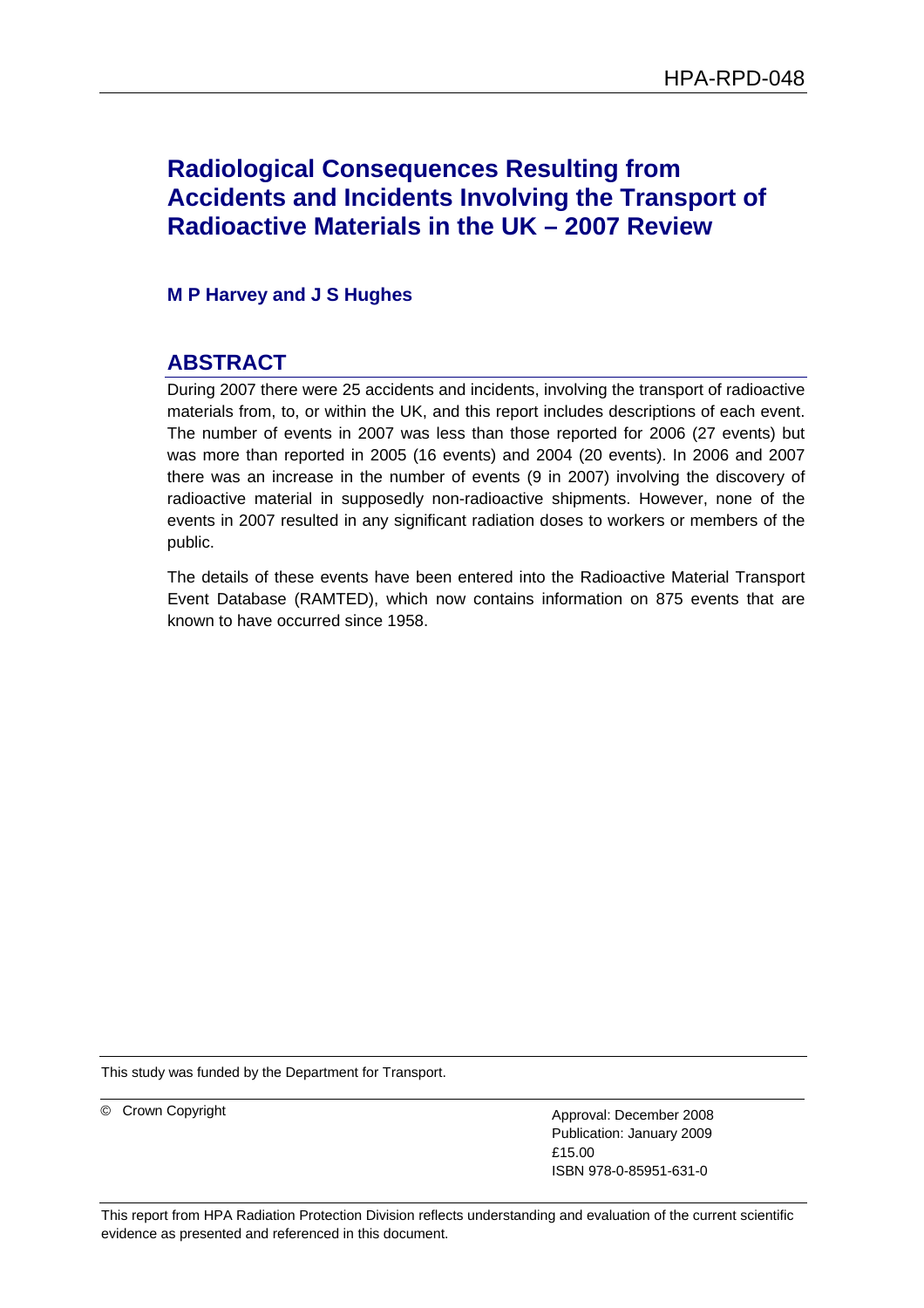HPA-RPD-048

# Radiological Consequences Resulting from Accidents and Incidents Involving the Transport of Radioactive Materials in the UK – 2007 Review

**M P Harvey and J S Hughes**

## ABSTRACT

During 2007 there were 25 accidents and incidents, involving the transport of radioactive materials from, to, or within the UK, and this report includes descriptions of each event. The number of events in 2007 was less than those reported for 2006 (27 events) but was more than reported in 2005 (16 events) and 2004 (20 events). In 2006 and 2007 there was an increase in the number of events (9 in 2007) involving the discovery of radioactive material in supposedly non-radioactive shipments. However, none of the events in 2007 resulted in any significant radiation doses to workers or members of the public.

The details of these events have been entered into the Radioactive Material Transport Event Database (RAMTED), which now contains information on 875 events that are known to have occurred since 1958.

This study was funded by the Department for Transport.

© Crown Copyright

Approval: December 2008
Publication: January 2009
£15.00
ISBN 978-0-85951-631-0

This report from HPA Radiation Protection Division reflects understanding and evaluation of the current scientific evidence as presented and referenced in this document.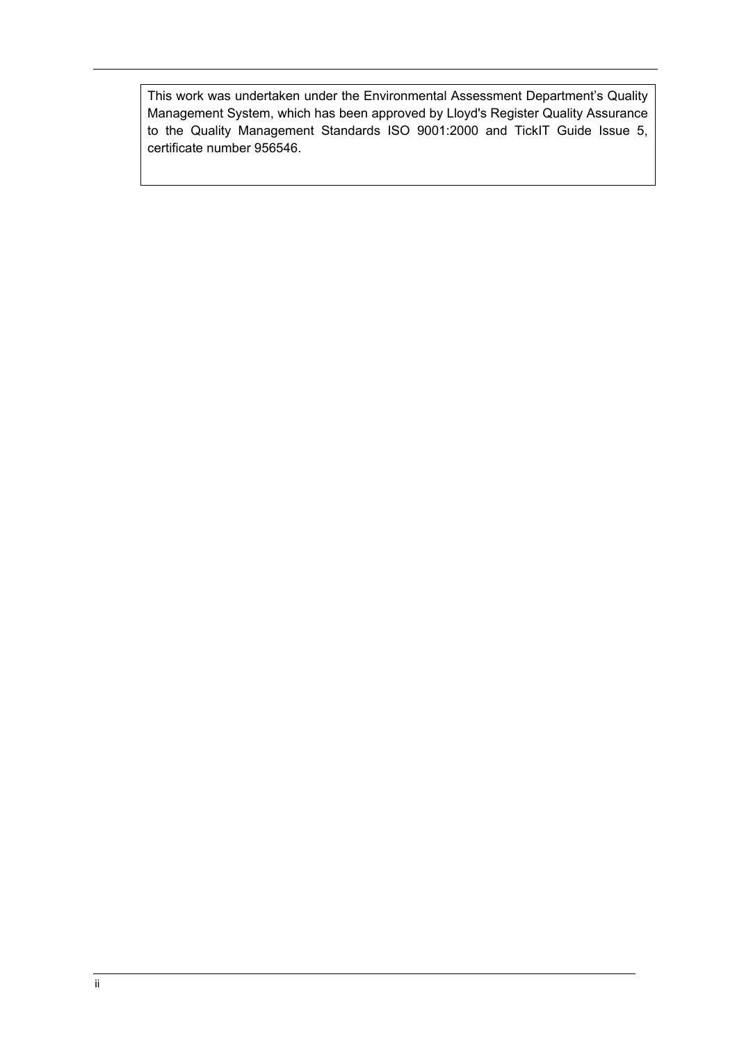This work was undertaken under the Environmental Assessment Department's Quality Management System, which has been approved by Lloyd's Register Quality Assurance to the Quality Management Standards ISO 9001:2000 and TickIT Guide Issue 5, certificate number 956546.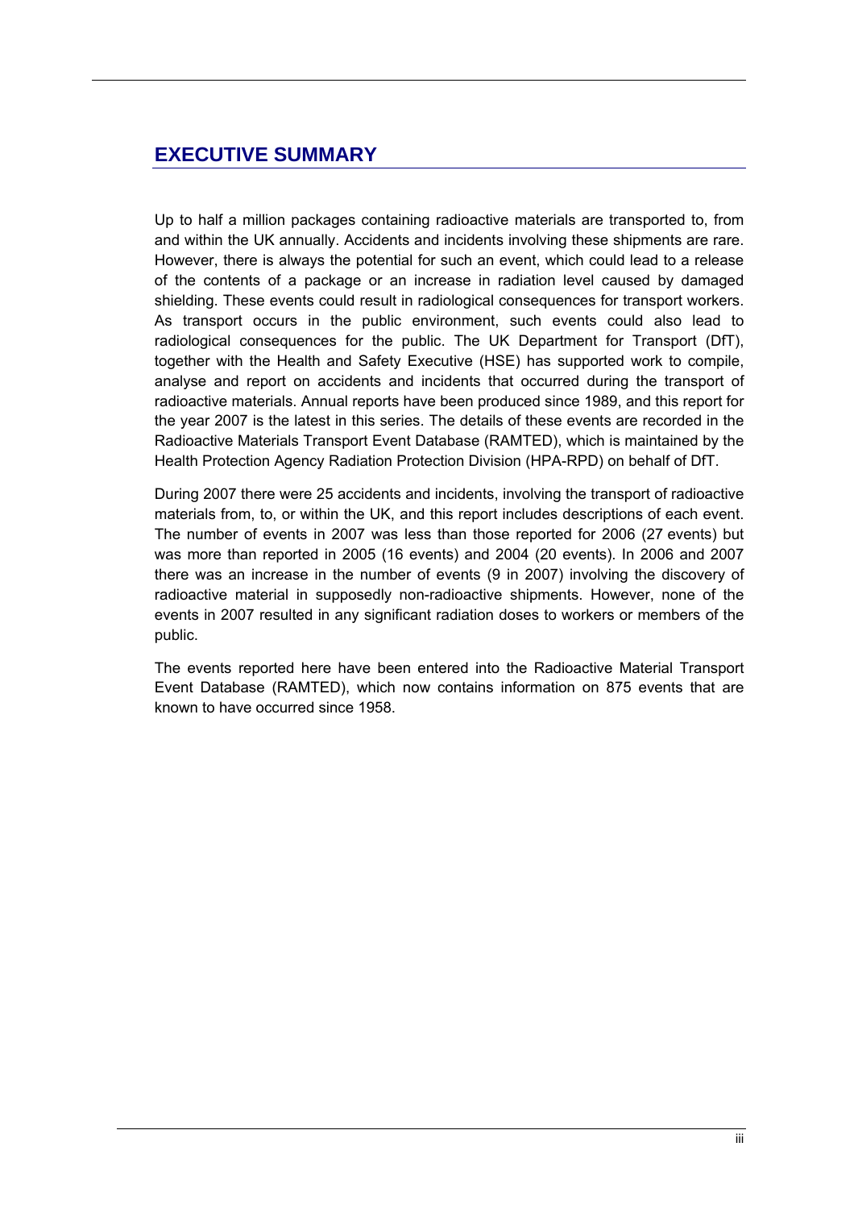# EXECUTIVE SUMMARY

Up to half a million packages containing radioactive materials are transported to, from and within the UK annually. Accidents and incidents involving these shipments are rare. However, there is always the potential for such an event, which could lead to a release of the contents of a package or an increase in radiation level caused by damaged shielding. These events could result in radiological consequences for transport workers. As transport occurs in the public environment, such events could also lead to radiological consequences for the public. The UK Department for Transport (DfT), together with the Health and Safety Executive (HSE) has supported work to compile, analyse and report on accidents and incidents that occurred during the transport of radioactive materials. Annual reports have been produced since 1989, and this report for the year 2007 is the latest in this series. The details of these events are recorded in the Radioactive Materials Transport Event Database (RAMTED), which is maintained by the Health Protection Agency Radiation Protection Division (HPA-RPD) on behalf of DfT.

During 2007 there were 25 accidents and incidents, involving the transport of radioactive materials from, to, or within the UK, and this report includes descriptions of each event. The number of events in 2007 was less than those reported for 2006 (27 events) but was more than reported in 2005 (16 events) and 2004 (20 events). In 2006 and 2007 there was an increase in the number of events (9 in 2007) involving the discovery of radioactive material in supposedly non-radioactive shipments. However, none of the events in 2007 resulted in any significant radiation doses to workers or members of the public.

The events reported here have been entered into the Radioactive Material Transport Event Database (RAMTED), which now contains information on 875 events that are known to have occurred since 1958.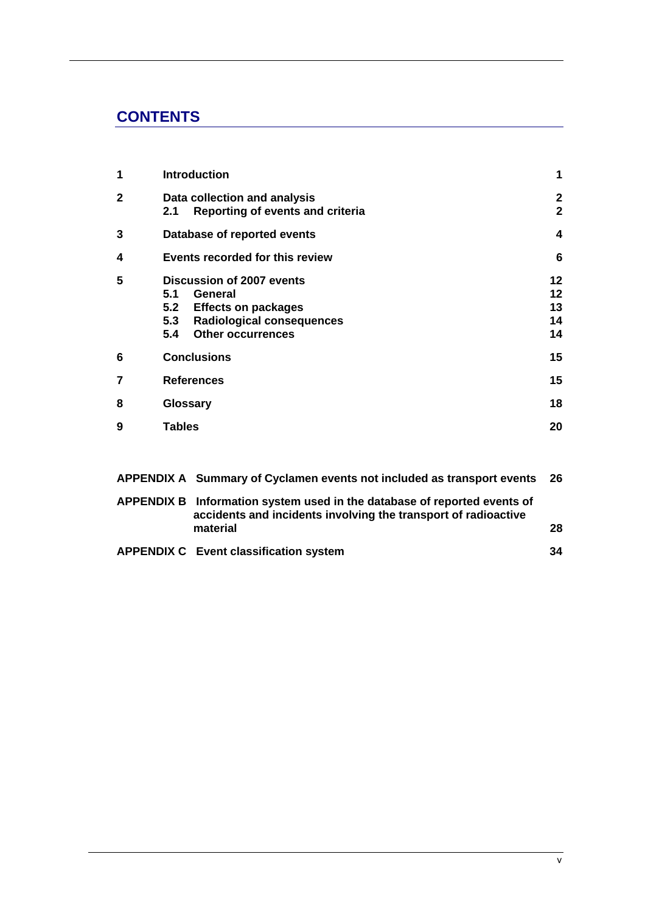## CONTENTS

| | | |
|---|---|---|
| **1** | **Introduction** | **1** |
| **2** | **Data collection and analysis** | **2** |
| | **2.1 Reporting of events and criteria** | **2** |
| **3** | **Database of reported events** | **4** |
| **4** | **Events recorded for this review** | **6** |
| **5** | **Discussion of 2007 events** | **12** |
| | **5.1 General** | **12** |
| | **5.2 Effects on packages** | **13** |
| | **5.3 Radiological consequences** | **14** |
| | **5.4 Other occurrences** | **14** |
| **6** | **Conclusions** | **15** |
| **7** | **References** | **15** |
| **8** | **Glossary** | **18** |
| **9** | **Tables** | **20** |

| | | |
|---|---|---|
| **APPENDIX A** | **Summary of Cyclamen events not included as transport events** | **26** |
| **APPENDIX B** | **Information system used in the database of reported events of accidents and incidents involving the transport of radioactive material** | **28** |
| **APPENDIX C** | **Event classification system** | **34** |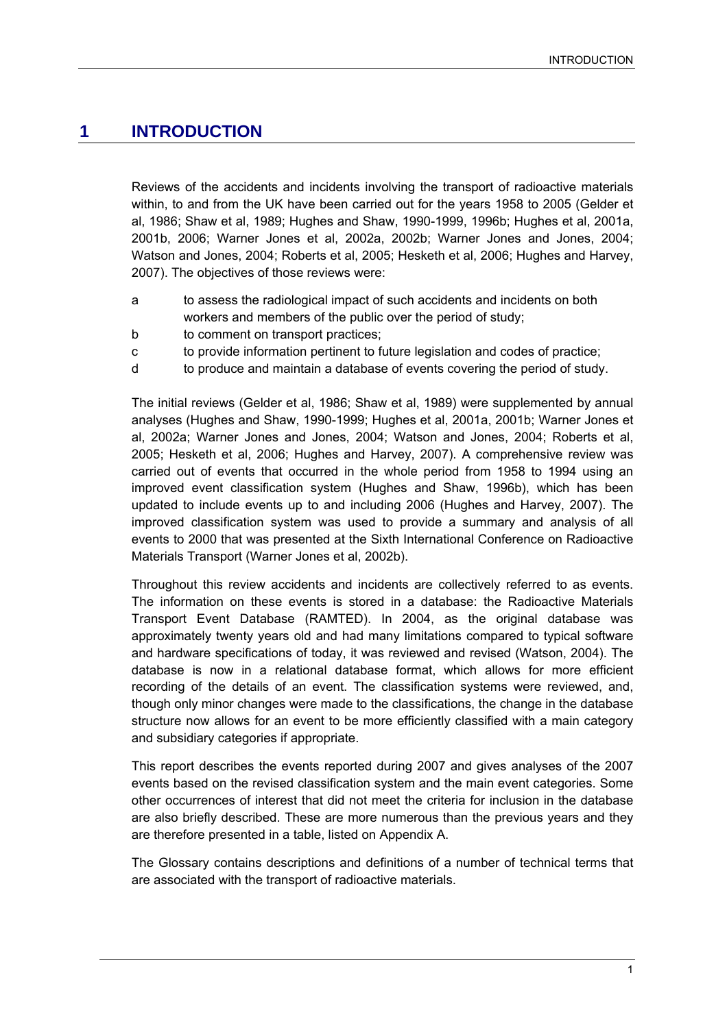# 1 INTRODUCTION

Reviews of the accidents and incidents involving the transport of radioactive materials within, to and from the UK have been carried out for the years 1958 to 2005 (Gelder et al, 1986; Shaw et al, 1989; Hughes and Shaw, 1990-1999, 1996b; Hughes et al, 2001a, 2001b, 2006; Warner Jones et al, 2002a, 2002b; Warner Jones and Jones, 2004; Watson and Jones, 2004; Roberts et al, 2005; Hesketh et al, 2006; Hughes and Harvey, 2007). The objectives of those reviews were:

a to assess the radiological impact of such accidents and incidents on both workers and members of the public over the period of study;

b to comment on transport practices;

c to provide information pertinent to future legislation and codes of practice;

d to produce and maintain a database of events covering the period of study.

The initial reviews (Gelder et al, 1986; Shaw et al, 1989) were supplemented by annual analyses (Hughes and Shaw, 1990-1999; Hughes et al, 2001a, 2001b; Warner Jones et al, 2002a; Warner Jones and Jones, 2004; Watson and Jones, 2004; Roberts et al, 2005; Hesketh et al, 2006; Hughes and Harvey, 2007). A comprehensive review was carried out of events that occurred in the whole period from 1958 to 1994 using an improved event classification system (Hughes and Shaw, 1996b), which has been updated to include events up to and including 2006 (Hughes and Harvey, 2007). The improved classification system was used to provide a summary and analysis of all events to 2000 that was presented at the Sixth International Conference on Radioactive Materials Transport (Warner Jones et al, 2002b).

Throughout this review accidents and incidents are collectively referred to as events. The information on these events is stored in a database: the Radioactive Materials Transport Event Database (RAMTED). In 2004, as the original database was approximately twenty years old and had many limitations compared to typical software and hardware specifications of today, it was reviewed and revised (Watson, 2004). The database is now in a relational database format, which allows for more efficient recording of the details of an event. The classification systems were reviewed, and, though only minor changes were made to the classifications, the change in the database structure now allows for an event to be more efficiently classified with a main category and subsidiary categories if appropriate.

This report describes the events reported during 2007 and gives analyses of the 2007 events based on the revised classification system and the main event categories. Some other occurrences of interest that did not meet the criteria for inclusion in the database are also briefly described. These are more numerous than the previous years and they are therefore presented in a table, listed on Appendix A.

The Glossary contains descriptions and definitions of a number of technical terms that are associated with the transport of radioactive materials.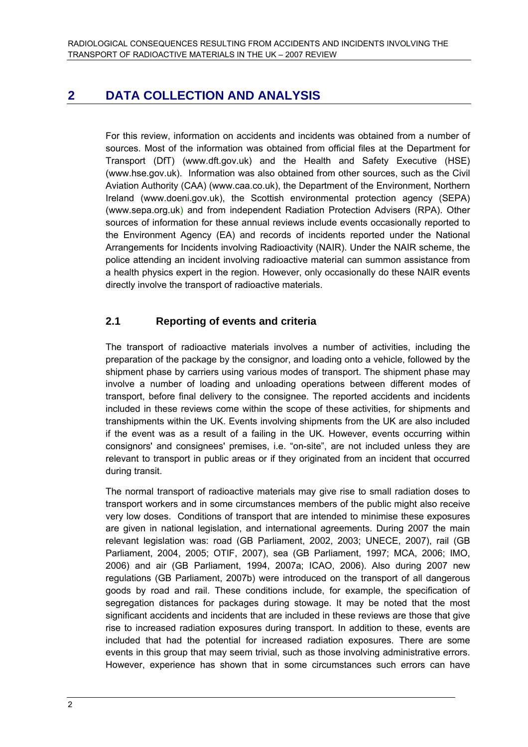# 2 DATA COLLECTION AND ANALYSIS

For this review, information on accidents and incidents was obtained from a number of sources. Most of the information was obtained from official files at the Department for Transport (DfT) (www.dft.gov.uk) and the Health and Safety Executive (HSE) (www.hse.gov.uk). Information was also obtained from other sources, such as the Civil Aviation Authority (CAA) (www.caa.co.uk), the Department of the Environment, Northern Ireland (www.doeni.gov.uk), the Scottish environmental protection agency (SEPA) (www.sepa.org.uk) and from independent Radiation Protection Advisers (RPA). Other sources of information for these annual reviews include events occasionally reported to the Environment Agency (EA) and records of incidents reported under the National Arrangements for Incidents involving Radioactivity (NAIR). Under the NAIR scheme, the police attending an incident involving radioactive material can summon assistance from a health physics expert in the region. However, only occasionally do these NAIR events directly involve the transport of radioactive materials.

## 2.1 Reporting of events and criteria

The transport of radioactive materials involves a number of activities, including the preparation of the package by the consignor, and loading onto a vehicle, followed by the shipment phase by carriers using various modes of transport. The shipment phase may involve a number of loading and unloading operations between different modes of transport, before final delivery to the consignee. The reported accidents and incidents included in these reviews come within the scope of these activities, for shipments and transhipments within the UK. Events involving shipments from the UK are also included if the event was as a result of a failing in the UK. However, events occurring within consignors' and consignees' premises, i.e. "on-site", are not included unless they are relevant to transport in public areas or if they originated from an incident that occurred during transit.

The normal transport of radioactive materials may give rise to small radiation doses to transport workers and in some circumstances members of the public might also receive very low doses. Conditions of transport that are intended to minimise these exposures are given in national legislation, and international agreements. During 2007 the main relevant legislation was: road (GB Parliament, 2002, 2003; UNECE, 2007), rail (GB Parliament, 2004, 2005; OTIF, 2007), sea (GB Parliament, 1997; MCA, 2006; IMO, 2006) and air (GB Parliament, 1994, 2007a; ICAO, 2006). Also during 2007 new regulations (GB Parliament, 2007b) were introduced on the transport of all dangerous goods by road and rail. These conditions include, for example, the specification of segregation distances for packages during stowage. It may be noted that the most significant accidents and incidents that are included in these reviews are those that give rise to increased radiation exposures during transport. In addition to these, events are included that had the potential for increased radiation exposures. There are some events in this group that may seem trivial, such as those involving administrative errors. However, experience has shown that in some circumstances such errors can have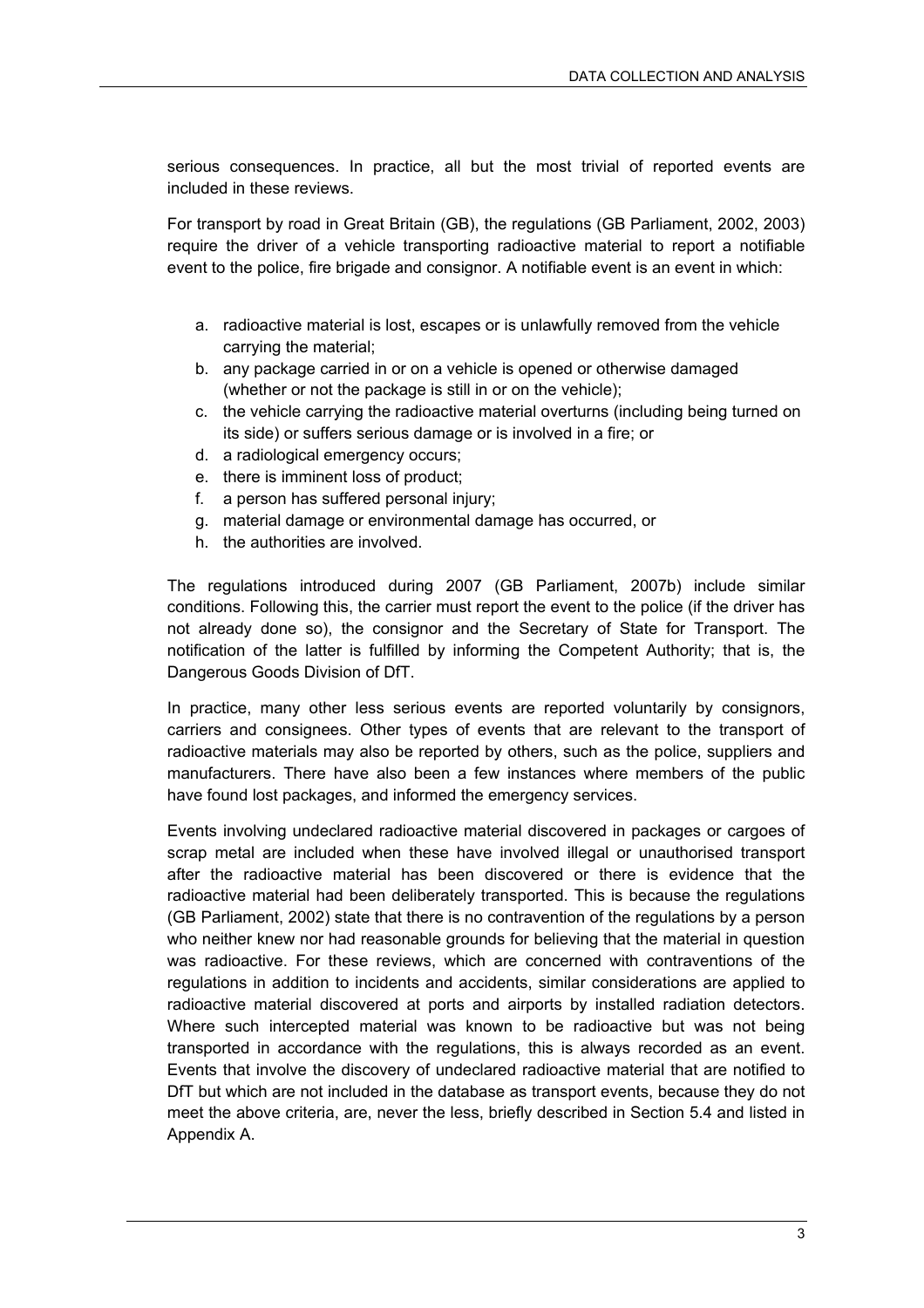serious consequences. In practice, all but the most trivial of reported events are included in these reviews.

For transport by road in Great Britain (GB), the regulations (GB Parliament, 2002, 2003) require the driver of a vehicle transporting radioactive material to report a notifiable event to the police, fire brigade and consignor. A notifiable event is an event in which:

a. radioactive material is lost, escapes or is unlawfully removed from the vehicle carrying the material;
b. any package carried in or on a vehicle is opened or otherwise damaged (whether or not the package is still in or on the vehicle);
c. the vehicle carrying the radioactive material overturns (including being turned on its side) or suffers serious damage or is involved in a fire; or
d. a radiological emergency occurs;
e. there is imminent loss of product;
f. a person has suffered personal injury;
g. material damage or environmental damage has occurred, or
h. the authorities are involved.

The regulations introduced during 2007 (GB Parliament, 2007b) include similar conditions. Following this, the carrier must report the event to the police (if the driver has not already done so), the consignor and the Secretary of State for Transport. The notification of the latter is fulfilled by informing the Competent Authority; that is, the Dangerous Goods Division of DfT.

In practice, many other less serious events are reported voluntarily by consignors, carriers and consignees. Other types of events that are relevant to the transport of radioactive materials may also be reported by others, such as the police, suppliers and manufacturers. There have also been a few instances where members of the public have found lost packages, and informed the emergency services.

Events involving undeclared radioactive material discovered in packages or cargoes of scrap metal are included when these have involved illegal or unauthorised transport after the radioactive material has been discovered or there is evidence that the radioactive material had been deliberately transported. This is because the regulations (GB Parliament, 2002) state that there is no contravention of the regulations by a person who neither knew nor had reasonable grounds for believing that the material in question was radioactive. For these reviews, which are concerned with contraventions of the regulations in addition to incidents and accidents, similar considerations are applied to radioactive material discovered at ports and airports by installed radiation detectors. Where such intercepted material was known to be radioactive but was not being transported in accordance with the regulations, this is always recorded as an event. Events that involve the discovery of undeclared radioactive material that are notified to DfT but which are not included in the database as transport events, because they do not meet the above criteria, are, never the less, briefly described in Section 5.4 and listed in Appendix A.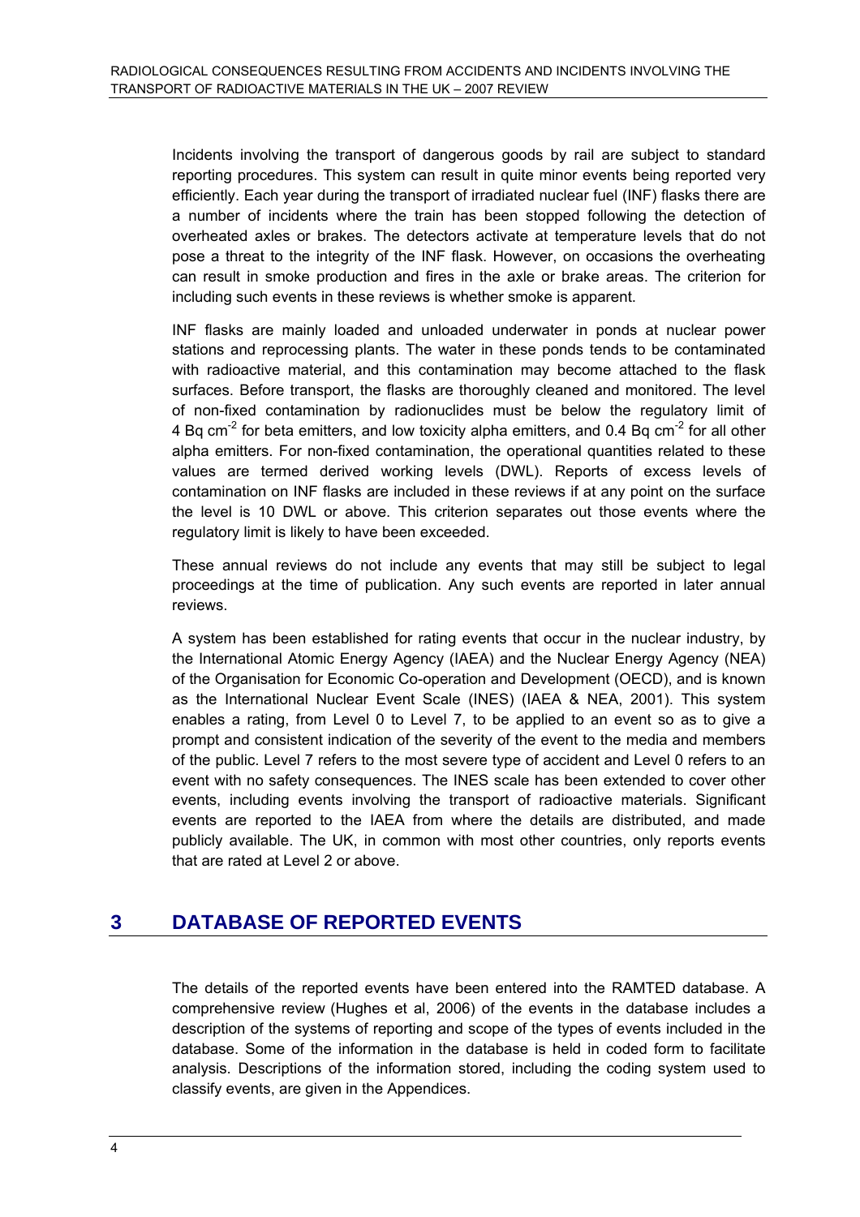Incidents involving the transport of dangerous goods by rail are subject to standard reporting procedures. This system can result in quite minor events being reported very efficiently. Each year during the transport of irradiated nuclear fuel (INF) flasks there are a number of incidents where the train has been stopped following the detection of overheated axles or brakes. The detectors activate at temperature levels that do not pose a threat to the integrity of the INF flask. However, on occasions the overheating can result in smoke production and fires in the axle or brake areas. The criterion for including such events in these reviews is whether smoke is apparent.

INF flasks are mainly loaded and unloaded underwater in ponds at nuclear power stations and reprocessing plants. The water in these ponds tends to be contaminated with radioactive material, and this contamination may become attached to the flask surfaces. Before transport, the flasks are thoroughly cleaned and monitored. The level of non-fixed contamination by radionuclides must be below the regulatory limit of 4 Bq $cm^{-2}$ for beta emitters, and low toxicity alpha emitters, and 0.4 Bq $cm^{-2}$ for all other alpha emitters. For non-fixed contamination, the operational quantities related to these values are termed derived working levels (DWL). Reports of excess levels of contamination on INF flasks are included in these reviews if at any point on the surface the level is 10 DWL or above. This criterion separates out those events where the regulatory limit is likely to have been exceeded.

These annual reviews do not include any events that may still be subject to legal proceedings at the time of publication. Any such events are reported in later annual reviews.

A system has been established for rating events that occur in the nuclear industry, by the International Atomic Energy Agency (IAEA) and the Nuclear Energy Agency (NEA) of the Organisation for Economic Co-operation and Development (OECD), and is known as the International Nuclear Event Scale (INES) (IAEA & NEA, 2001). This system enables a rating, from Level 0 to Level 7, to be applied to an event so as to give a prompt and consistent indication of the severity of the event to the media and members of the public. Level 7 refers to the most severe type of accident and Level 0 refers to an event with no safety consequences. The INES scale has been extended to cover other events, including events involving the transport of radioactive materials. Significant events are reported to the IAEA from where the details are distributed, and made publicly available. The UK, in common with most other countries, only reports events that are rated at Level 2 or above.

# 3 DATABASE OF REPORTED EVENTS

The details of the reported events have been entered into the RAMTED database. A comprehensive review (Hughes et al, 2006) of the events in the database includes a description of the systems of reporting and scope of the types of events included in the database. Some of the information in the database is held in coded form to facilitate analysis. Descriptions of the information stored, including the coding system used to classify events, are given in the Appendices.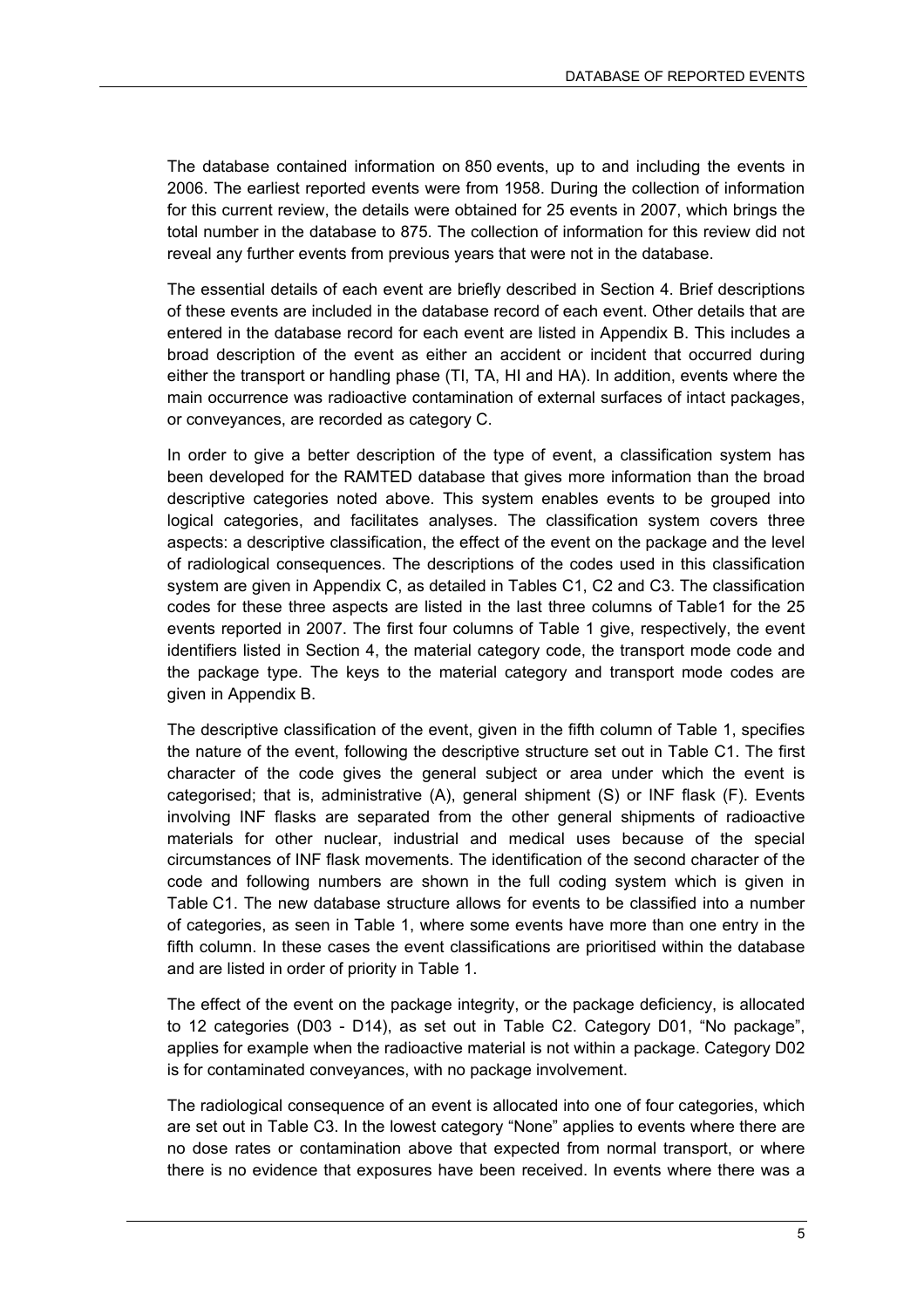The database contained information on 850 events, up to and including the events in 2006. The earliest reported events were from 1958. During the collection of information for this current review, the details were obtained for 25 events in 2007, which brings the total number in the database to 875. The collection of information for this review did not reveal any further events from previous years that were not in the database.

The essential details of each event are briefly described in Section 4. Brief descriptions of these events are included in the database record of each event. Other details that are entered in the database record for each event are listed in Appendix B. This includes a broad description of the event as either an accident or incident that occurred during either the transport or handling phase (TI, TA, HI and HA). In addition, events where the main occurrence was radioactive contamination of external surfaces of intact packages, or conveyances, are recorded as category C.

In order to give a better description of the type of event, a classification system has been developed for the RAMTED database that gives more information than the broad descriptive categories noted above. This system enables events to be grouped into logical categories, and facilitates analyses. The classification system covers three aspects: a descriptive classification, the effect of the event on the package and the level of radiological consequences. The descriptions of the codes used in this classification system are given in Appendix C, as detailed in Tables C1, C2 and C3. The classification codes for these three aspects are listed in the last three columns of Table1 for the 25 events reported in 2007. The first four columns of Table 1 give, respectively, the event identifiers listed in Section 4, the material category code, the transport mode code and the package type. The keys to the material category and transport mode codes are given in Appendix B.

The descriptive classification of the event, given in the fifth column of Table 1, specifies the nature of the event, following the descriptive structure set out in Table C1. The first character of the code gives the general subject or area under which the event is categorised; that is, administrative (A), general shipment (S) or INF flask (F). Events involving INF flasks are separated from the other general shipments of radioactive materials for other nuclear, industrial and medical uses because of the special circumstances of INF flask movements. The identification of the second character of the code and following numbers are shown in the full coding system which is given in Table C1. The new database structure allows for events to be classified into a number of categories, as seen in Table 1, where some events have more than one entry in the fifth column. In these cases the event classifications are prioritised within the database and are listed in order of priority in Table 1.

The effect of the event on the package integrity, or the package deficiency, is allocated to 12 categories (D03 - D14), as set out in Table C2. Category D01, "No package", applies for example when the radioactive material is not within a package. Category D02 is for contaminated conveyances, with no package involvement.

The radiological consequence of an event is allocated into one of four categories, which are set out in Table C3. In the lowest category "None" applies to events where there are no dose rates or contamination above that expected from normal transport, or where there is no evidence that exposures have been received. In events where there was a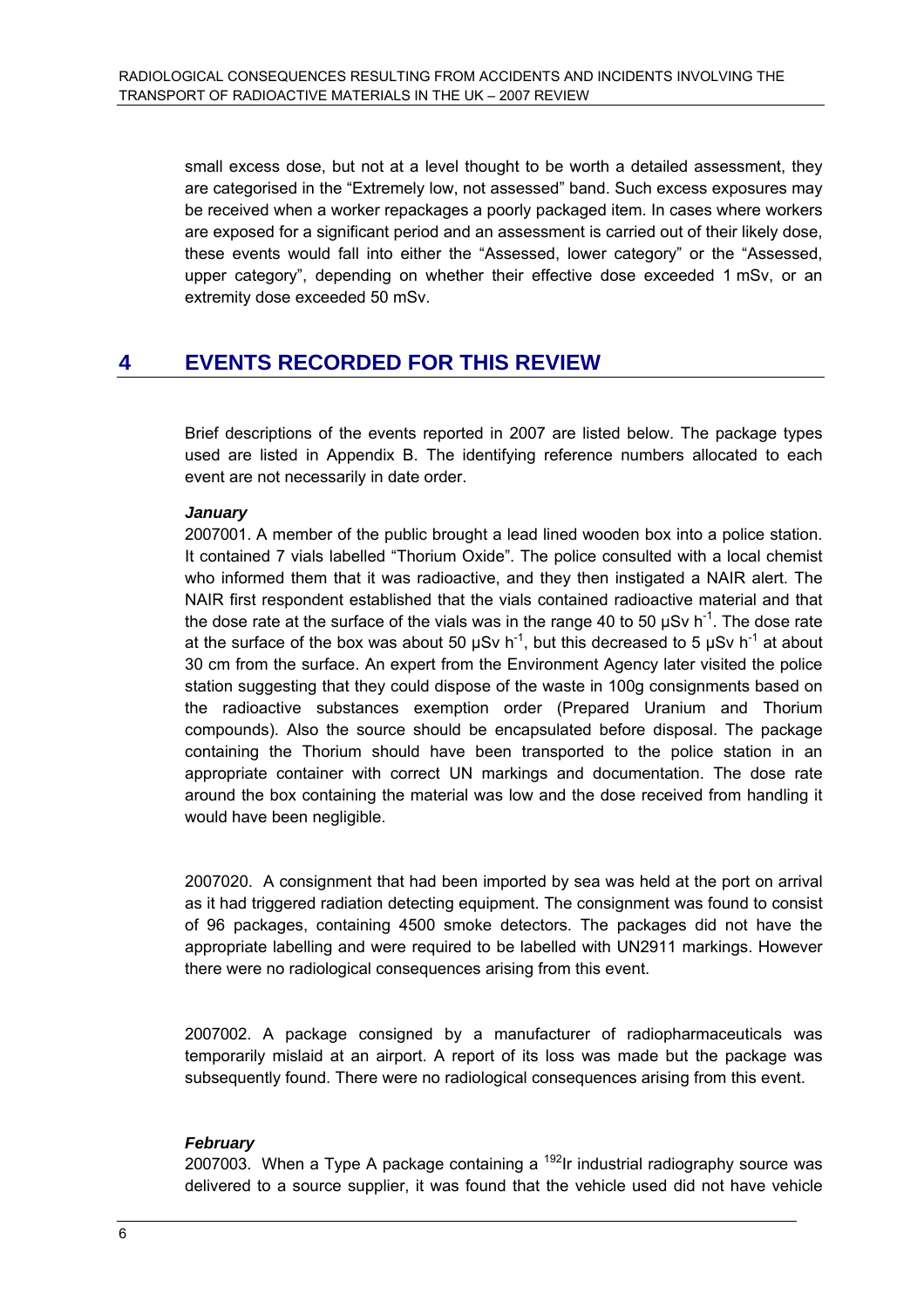small excess dose, but not at a level thought to be worth a detailed assessment, they are categorised in the "Extremely low, not assessed" band. Such excess exposures may be received when a worker repackages a poorly packaged item. In cases where workers are exposed for a significant period and an assessment is carried out of their likely dose, these events would fall into either the "Assessed, lower category" or the "Assessed, upper category", depending on whether their effective dose exceeded 1 mSv, or an extremity dose exceeded 50 mSv.

# 4 EVENTS RECORDED FOR THIS REVIEW

Brief descriptions of the events reported in 2007 are listed below. The package types used are listed in Appendix B. The identifying reference numbers allocated to each event are not necessarily in date order.

***January***

2007001. A member of the public brought a lead lined wooden box into a police station. It contained 7 vials labelled "Thorium Oxide". The police consulted with a local chemist who informed them that it was radioactive, and they then instigated a NAIR alert. The NAIR first respondent established that the vials contained radioactive material and that the dose rate at the surface of the vials was in the range 40 to 50 μSv $h^{-1}$. The dose rate at the surface of the box was about 50 μSv $h^{-1}$, but this decreased to 5 μSv $h^{-1}$ at about 30 cm from the surface. An expert from the Environment Agency later visited the police station suggesting that they could dispose of the waste in 100g consignments based on the radioactive substances exemption order (Prepared Uranium and Thorium compounds). Also the source should be encapsulated before disposal. The package containing the Thorium should have been transported to the police station in an appropriate container with correct UN markings and documentation. The dose rate around the box containing the material was low and the dose received from handling it would have been negligible.

2007020. A consignment that had been imported by sea was held at the port on arrival as it had triggered radiation detecting equipment. The consignment was found to consist of 96 packages, containing 4500 smoke detectors. The packages did not have the appropriate labelling and were required to be labelled with UN2911 markings. However there were no radiological consequences arising from this event.

2007002. A package consigned by a manufacturer of radiopharmaceuticals was temporarily mislaid at an airport. A report of its loss was made but the package was subsequently found. There were no radiological consequences arising from this event.

***February***

2007003. When a Type A package containing a $^{192}$Ir industrial radiography source was delivered to a source supplier, it was found that the vehicle used did not have vehicle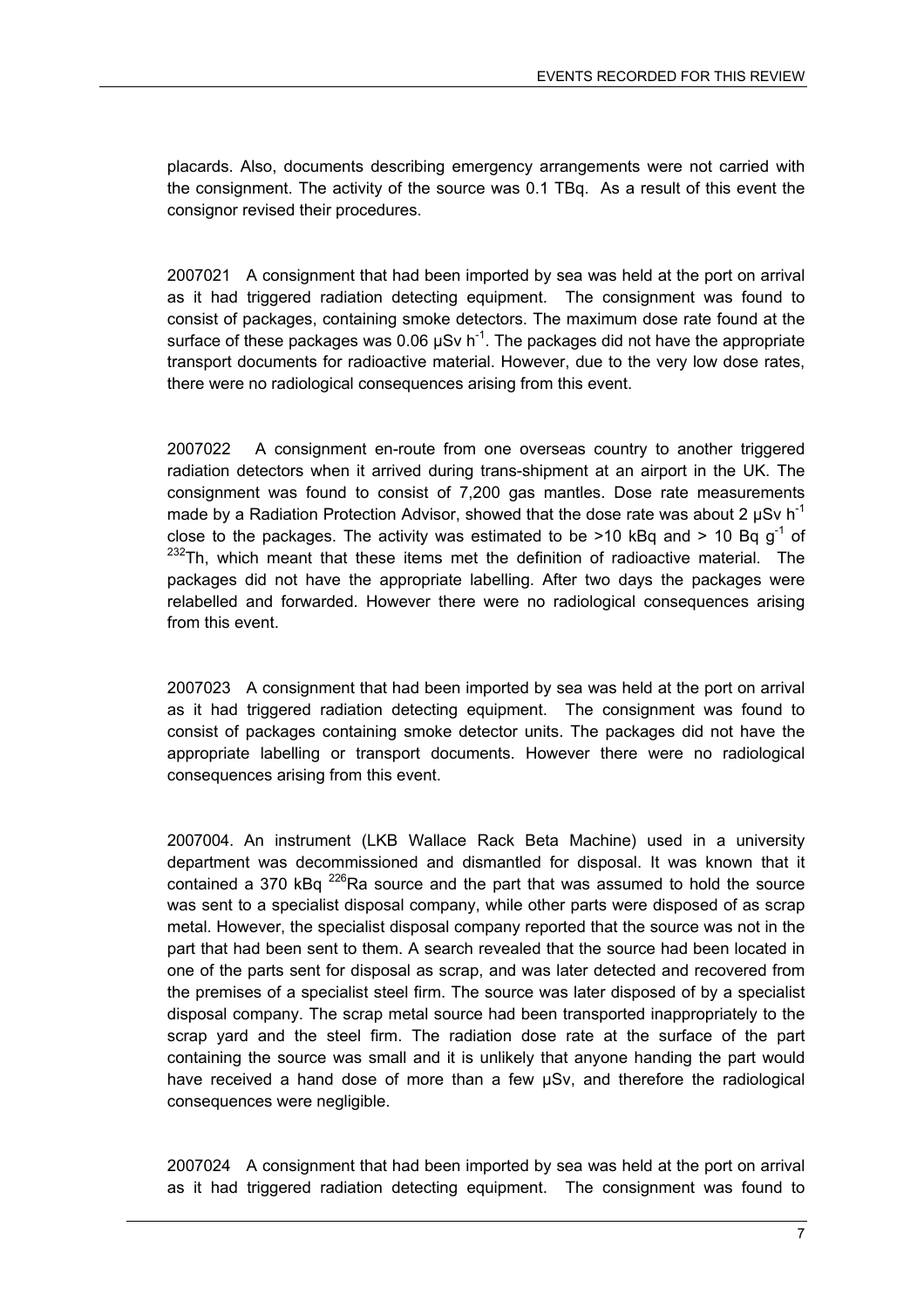placards. Also, documents describing emergency arrangements were not carried with the consignment. The activity of the source was 0.1 TBq. As a result of this event the consignor revised their procedures.

2007021 A consignment that had been imported by sea was held at the port on arrival as it had triggered radiation detecting equipment. The consignment was found to consist of packages, containing smoke detectors. The maximum dose rate found at the surface of these packages was 0.06 $\mu Sv\ h^{-1}$. The packages did not have the appropriate transport documents for radioactive material. However, due to the very low dose rates, there were no radiological consequences arising from this event.

2007022 A consignment en-route from one overseas country to another triggered radiation detectors when it arrived during trans-shipment at an airport in the UK. The consignment was found to consist of 7,200 gas mantles. Dose rate measurements made by a Radiation Protection Advisor, showed that the dose rate was about 2 $\mu Sv\ h^{-1}$ close to the packages. The activity was estimated to be >10 kBq and > 10 Bq $g^{-1}$ of $^{232}Th$, which meant that these items met the definition of radioactive material. The packages did not have the appropriate labelling. After two days the packages were relabelled and forwarded. However there were no radiological consequences arising from this event.

2007023 A consignment that had been imported by sea was held at the port on arrival as it had triggered radiation detecting equipment. The consignment was found to consist of packages containing smoke detector units. The packages did not have the appropriate labelling or transport documents. However there were no radiological consequences arising from this event.

2007004. An instrument (LKB Wallace Rack Beta Machine) used in a university department was decommissioned and dismantled for disposal. It was known that it contained a 370 kBq $^{226}Ra$ source and the part that was assumed to hold the source was sent to a specialist disposal company, while other parts were disposed of as scrap metal. However, the specialist disposal company reported that the source was not in the part that had been sent to them. A search revealed that the source had been located in one of the parts sent for disposal as scrap, and was later detected and recovered from the premises of a specialist steel firm. The source was later disposed of by a specialist disposal company. The scrap metal source had been transported inappropriately to the scrap yard and the steel firm. The radiation dose rate at the surface of the part containing the source was small and it is unlikely that anyone handing the part would have received a hand dose of more than a few μSv, and therefore the radiological consequences were negligible.

2007024 A consignment that had been imported by sea was held at the port on arrival as it had triggered radiation detecting equipment. The consignment was found to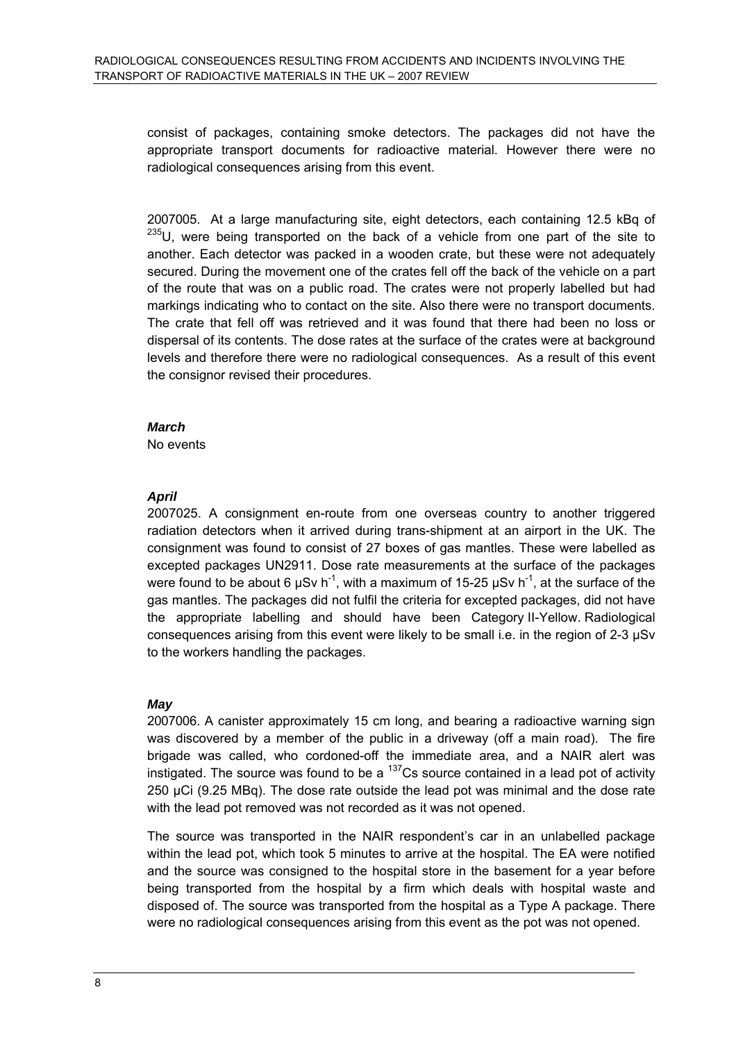consist of packages, containing smoke detectors. The packages did not have the appropriate transport documents for radioactive material. However there were no radiological consequences arising from this event.

2007005. At a large manufacturing site, eight detectors, each containing 12.5 kBq of $^{235}U$, were being transported on the back of a vehicle from one part of the site to another. Each detector was packed in a wooden crate, but these were not adequately secured. During the movement one of the crates fell off the back of the vehicle on a part of the route that was on a public road. The crates were not properly labelled but had markings indicating who to contact on the site. Also there were no transport documents. The crate that fell off was retrieved and it was found that there had been no loss or dispersal of its contents. The dose rates at the surface of the crates were at background levels and therefore there were no radiological consequences. As a result of this event the consignor revised their procedures.

***March***

No events

***April***

2007025. A consignment en-route from one overseas country to another triggered radiation detectors when it arrived during trans-shipment at an airport in the UK. The consignment was found to consist of 27 boxes of gas mantles. These were labelled as excepted packages UN2911. Dose rate measurements at the surface of the packages were found to be about 6 µSv $h^{-1}$, with a maximum of 15-25 µSv $h^{-1}$, at the surface of the gas mantles. The packages did not fulfil the criteria for excepted packages, did not have the appropriate labelling and should have been Category II-Yellow. Radiological consequences arising from this event were likely to be small i.e. in the region of 2-3 µSv to the workers handling the packages.

***May***

2007006. A canister approximately 15 cm long, and bearing a radioactive warning sign was discovered by a member of the public in a driveway (off a main road). The fire brigade was called, who cordoned-off the immediate area, and a NAIR alert was instigated. The source was found to be a $^{137}Cs$ source contained in a lead pot of activity 250 µCi (9.25 MBq). The dose rate outside the lead pot was minimal and the dose rate with the lead pot removed was not recorded as it was not opened.

The source was transported in the NAIR respondent's car in an unlabelled package within the lead pot, which took 5 minutes to arrive at the hospital. The EA were notified and the source was consigned to the hospital store in the basement for a year before being transported from the hospital by a firm which deals with hospital waste and disposed of. The source was transported from the hospital as a Type A package. There were no radiological consequences arising from this event as the pot was not opened.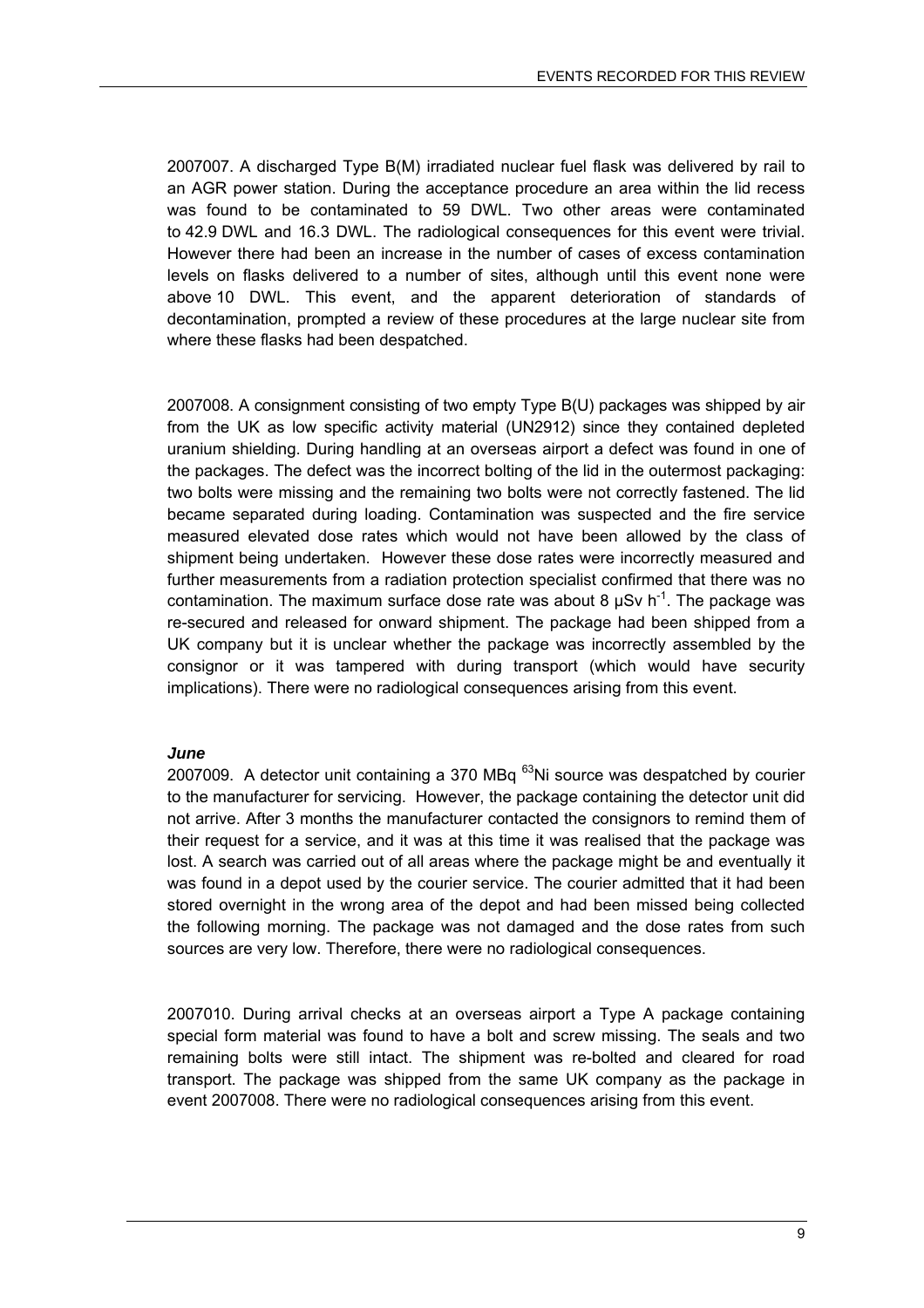2007007. A discharged Type B(M) irradiated nuclear fuel flask was delivered by rail to an AGR power station. During the acceptance procedure an area within the lid recess was found to be contaminated to 59 DWL. Two other areas were contaminated to 42.9 DWL and 16.3 DWL. The radiological consequences for this event were trivial. However there had been an increase in the number of cases of excess contamination levels on flasks delivered to a number of sites, although until this event none were above 10 DWL. This event, and the apparent deterioration of standards of decontamination, prompted a review of these procedures at the large nuclear site from where these flasks had been despatched.

2007008. A consignment consisting of two empty Type B(U) packages was shipped by air from the UK as low specific activity material (UN2912) since they contained depleted uranium shielding. During handling at an overseas airport a defect was found in one of the packages. The defect was the incorrect bolting of the lid in the outermost packaging: two bolts were missing and the remaining two bolts were not correctly fastened. The lid became separated during loading. Contamination was suspected and the fire service measured elevated dose rates which would not have been allowed by the class of shipment being undertaken. However these dose rates were incorrectly measured and further measurements from a radiation protection specialist confirmed that there was no contamination. The maximum surface dose rate was about 8 $\mu Sv\ h^{-1}$. The package was re-secured and released for onward shipment. The package had been shipped from a UK company but it is unclear whether the package was incorrectly assembled by the consignor or it was tampered with during transport (which would have security implications). There were no radiological consequences arising from this event.

***June***

2007009. A detector unit containing a 370 MBq $^{63}Ni$ source was despatched by courier to the manufacturer for servicing. However, the package containing the detector unit did not arrive. After 3 months the manufacturer contacted the consignors to remind them of their request for a service, and it was at this time it was realised that the package was lost. A search was carried out of all areas where the package might be and eventually it was found in a depot used by the courier service. The courier admitted that it had been stored overnight in the wrong area of the depot and had been missed being collected the following morning. The package was not damaged and the dose rates from such sources are very low. Therefore, there were no radiological consequences.

2007010. During arrival checks at an overseas airport a Type A package containing special form material was found to have a bolt and screw missing. The seals and two remaining bolts were still intact. The shipment was re-bolted and cleared for road transport. The package was shipped from the same UK company as the package in event 2007008. There were no radiological consequences arising from this event.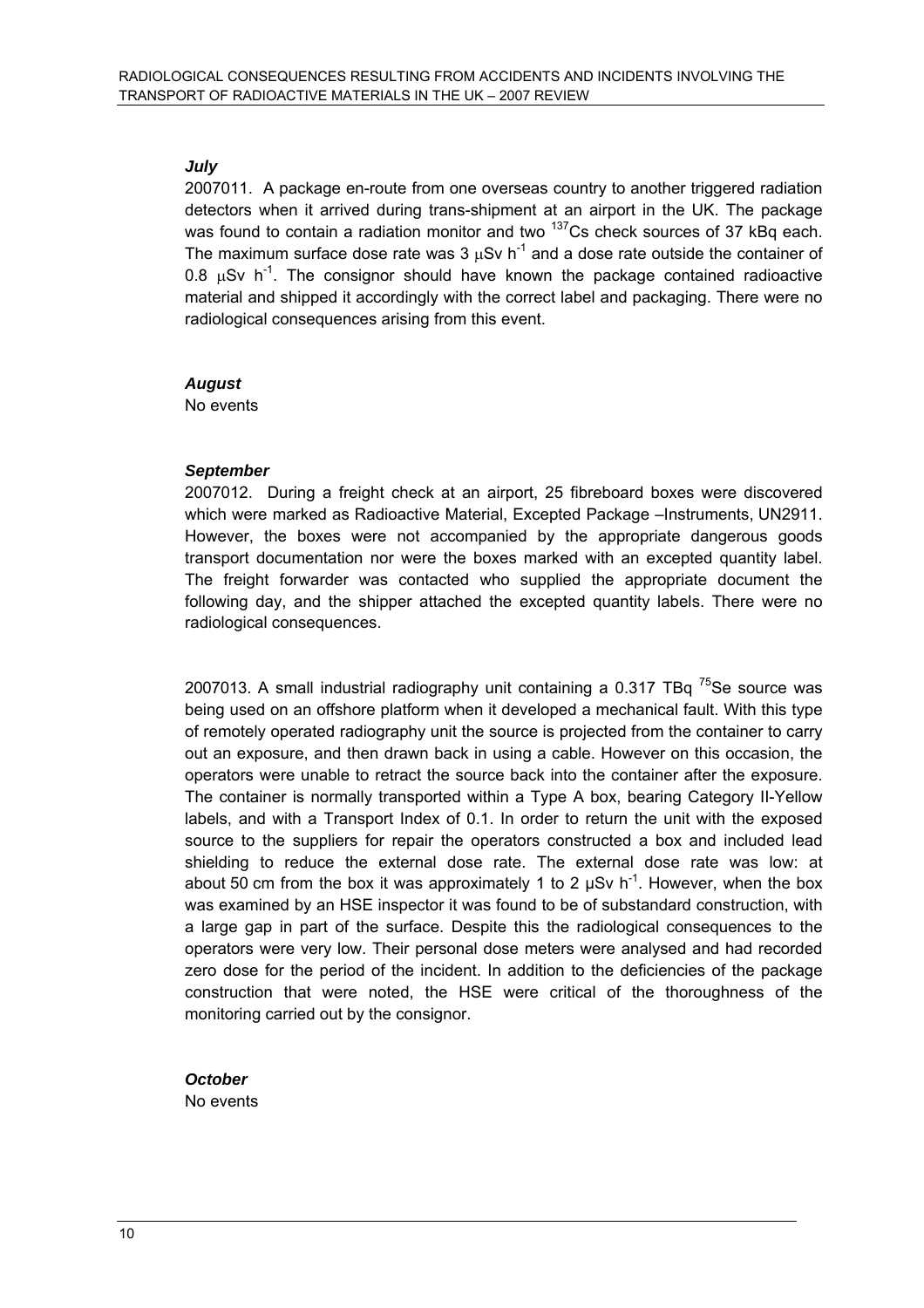***July***

2007011. A package en-route from one overseas country to another triggered radiation detectors when it arrived during trans-shipment at an airport in the UK. The package was found to contain a radiation monitor and two $^{137}$Cs check sources of 37 kBq each. The maximum surface dose rate was 3 $\mu$Sv h$^{-1}$ and a dose rate outside the container of 0.8 $\mu$Sv h$^{-1}$. The consignor should have known the package contained radioactive material and shipped it accordingly with the correct label and packaging. There were no radiological consequences arising from this event.

***August***

No events

***September***

2007012. During a freight check at an airport, 25 fibreboard boxes were discovered which were marked as Radioactive Material, Excepted Package –Instruments, UN2911. However, the boxes were not accompanied by the appropriate dangerous goods transport documentation nor were the boxes marked with an excepted quantity label. The freight forwarder was contacted who supplied the appropriate document the following day, and the shipper attached the excepted quantity labels. There were no radiological consequences.

2007013. A small industrial radiography unit containing a 0.317 TBq $^{75}$Se source was being used on an offshore platform when it developed a mechanical fault. With this type of remotely operated radiography unit the source is projected from the container to carry out an exposure, and then drawn back in using a cable. However on this occasion, the operators were unable to retract the source back into the container after the exposure. The container is normally transported within a Type A box, bearing Category II-Yellow labels, and with a Transport Index of 0.1. In order to return the unit with the exposed source to the suppliers for repair the operators constructed a box and included lead shielding to reduce the external dose rate. The external dose rate was low: at about 50 cm from the box it was approximately 1 to 2 µSv h$^{-1}$. However, when the box was examined by an HSE inspector it was found to be of substandard construction, with a large gap in part of the surface. Despite this the radiological consequences to the operators were very low. Their personal dose meters were analysed and had recorded zero dose for the period of the incident. In addition to the deficiencies of the package construction that were noted, the HSE were critical of the thoroughness of the monitoring carried out by the consignor.

***October***

No events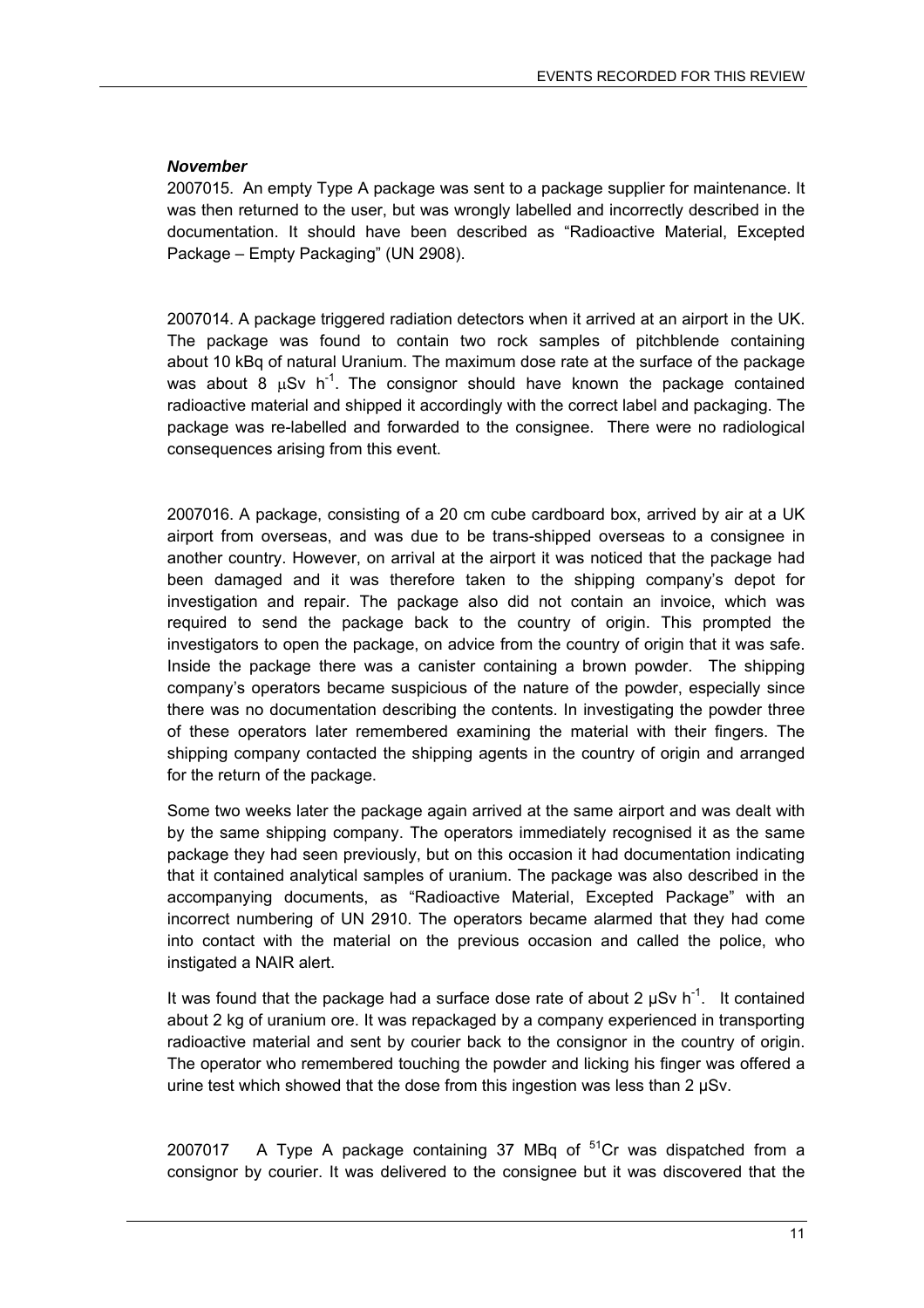### *November*

2007015. An empty Type A package was sent to a package supplier for maintenance. It was then returned to the user, but was wrongly labelled and incorrectly described in the documentation. It should have been described as "Radioactive Material, Excepted Package – Empty Packaging" (UN 2908).

2007014. A package triggered radiation detectors when it arrived at an airport in the UK. The package was found to contain two rock samples of pitchblende containing about 10 kBq of natural Uranium. The maximum dose rate at the surface of the package was about 8 $\mu$Sv $h^{-1}$. The consignor should have known the package contained radioactive material and shipped it accordingly with the correct label and packaging. The package was re-labelled and forwarded to the consignee. There were no radiological consequences arising from this event.

2007016. A package, consisting of a 20 cm cube cardboard box, arrived by air at a UK airport from overseas, and was due to be trans-shipped overseas to a consignee in another country. However, on arrival at the airport it was noticed that the package had been damaged and it was therefore taken to the shipping company's depot for investigation and repair. The package also did not contain an invoice, which was required to send the package back to the country of origin. This prompted the investigators to open the package, on advice from the country of origin that it was safe. Inside the package there was a canister containing a brown powder. The shipping company's operators became suspicious of the nature of the powder, especially since there was no documentation describing the contents. In investigating the powder three of these operators later remembered examining the material with their fingers. The shipping company contacted the shipping agents in the country of origin and arranged for the return of the package.

Some two weeks later the package again arrived at the same airport and was dealt with by the same shipping company. The operators immediately recognised it as the same package they had seen previously, but on this occasion it had documentation indicating that it contained analytical samples of uranium. The package was also described in the accompanying documents, as "Radioactive Material, Excepted Package" with an incorrect numbering of UN 2910. The operators became alarmed that they had come into contact with the material on the previous occasion and called the police, who instigated a NAIR alert.

It was found that the package had a surface dose rate of about 2 μSv $h^{-1}$. It contained about 2 kg of uranium ore. It was repackaged by a company experienced in transporting radioactive material and sent by courier back to the consignor in the country of origin. The operator who remembered touching the powder and licking his finger was offered a urine test which showed that the dose from this ingestion was less than 2 μSv.

2007017 A Type A package containing 37 MBq of $^{51}$Cr was dispatched from a consignor by courier. It was delivered to the consignee but it was discovered that the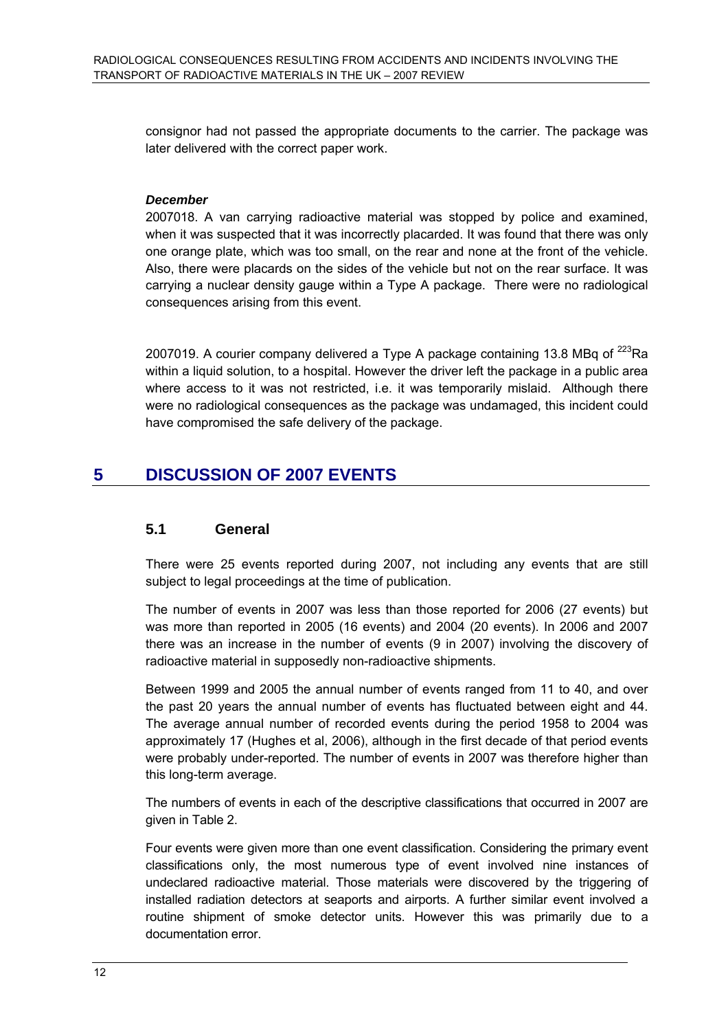consignor had not passed the appropriate documents to the carrier. The package was later delivered with the correct paper work.

***December***

2007018. A van carrying radioactive material was stopped by police and examined, when it was suspected that it was incorrectly placarded. It was found that there was only one orange plate, which was too small, on the rear and none at the front of the vehicle. Also, there were placards on the sides of the vehicle but not on the rear surface. It was carrying a nuclear density gauge within a Type A package. There were no radiological consequences arising from this event.

2007019. A courier company delivered a Type A package containing 13.8 MBq of $^{223}$Ra within a liquid solution, to a hospital. However the driver left the package in a public area where access to it was not restricted, i.e. it was temporarily mislaid. Although there were no radiological consequences as the package was undamaged, this incident could have compromised the safe delivery of the package.

# 5 DISCUSSION OF 2007 EVENTS

## 5.1 General

There were 25 events reported during 2007, not including any events that are still subject to legal proceedings at the time of publication.

The number of events in 2007 was less than those reported for 2006 (27 events) but was more than reported in 2005 (16 events) and 2004 (20 events). In 2006 and 2007 there was an increase in the number of events (9 in 2007) involving the discovery of radioactive material in supposedly non-radioactive shipments.

Between 1999 and 2005 the annual number of events ranged from 11 to 40, and over the past 20 years the annual number of events has fluctuated between eight and 44. The average annual number of recorded events during the period 1958 to 2004 was approximately 17 (Hughes et al, 2006), although in the first decade of that period events were probably under-reported. The number of events in 2007 was therefore higher than this long-term average.

The numbers of events in each of the descriptive classifications that occurred in 2007 are given in Table 2.

Four events were given more than one event classification. Considering the primary event classifications only, the most numerous type of event involved nine instances of undeclared radioactive material. Those materials were discovered by the triggering of installed radiation detectors at seaports and airports. A further similar event involved a routine shipment of smoke detector units. However this was primarily due to a documentation error.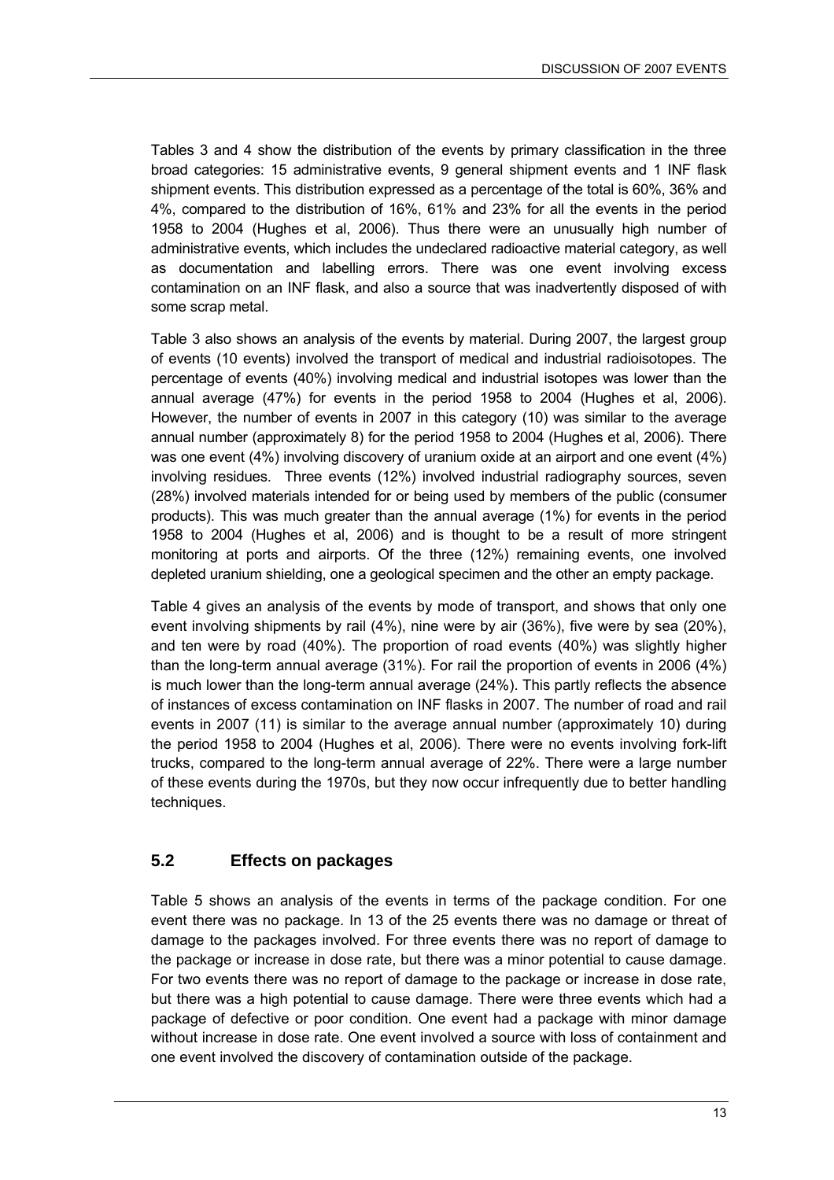Tables 3 and 4 show the distribution of the events by primary classification in the three broad categories: 15 administrative events, 9 general shipment events and 1 INF flask shipment events. This distribution expressed as a percentage of the total is 60%, 36% and 4%, compared to the distribution of 16%, 61% and 23% for all the events in the period 1958 to 2004 (Hughes et al, 2006). Thus there were an unusually high number of administrative events, which includes the undeclared radioactive material category, as well as documentation and labelling errors. There was one event involving excess contamination on an INF flask, and also a source that was inadvertently disposed of with some scrap metal.

Table 3 also shows an analysis of the events by material. During 2007, the largest group of events (10 events) involved the transport of medical and industrial radioisotopes. The percentage of events (40%) involving medical and industrial isotopes was lower than the annual average (47%) for events in the period 1958 to 2004 (Hughes et al, 2006). However, the number of events in 2007 in this category (10) was similar to the average annual number (approximately 8) for the period 1958 to 2004 (Hughes et al, 2006). There was one event (4%) involving discovery of uranium oxide at an airport and one event (4%) involving residues. Three events (12%) involved industrial radiography sources, seven (28%) involved materials intended for or being used by members of the public (consumer products). This was much greater than the annual average (1%) for events in the period 1958 to 2004 (Hughes et al, 2006) and is thought to be a result of more stringent monitoring at ports and airports. Of the three (12%) remaining events, one involved depleted uranium shielding, one a geological specimen and the other an empty package.

Table 4 gives an analysis of the events by mode of transport, and shows that only one event involving shipments by rail (4%), nine were by air (36%), five were by sea (20%), and ten were by road (40%). The proportion of road events (40%) was slightly higher than the long-term annual average (31%). For rail the proportion of events in 2006 (4%) is much lower than the long-term annual average (24%). This partly reflects the absence of instances of excess contamination on INF flasks in 2007. The number of road and rail events in 2007 (11) is similar to the average annual number (approximately 10) during the period 1958 to 2004 (Hughes et al, 2006). There were no events involving fork-lift trucks, compared to the long-term annual average of 22%. There were a large number of these events during the 1970s, but they now occur infrequently due to better handling techniques.

## 5.2 Effects on packages

Table 5 shows an analysis of the events in terms of the package condition. For one event there was no package. In 13 of the 25 events there was no damage or threat of damage to the packages involved. For three events there was no report of damage to the package or increase in dose rate, but there was a minor potential to cause damage. For two events there was no report of damage to the package or increase in dose rate, but there was a high potential to cause damage. There were three events which had a package of defective or poor condition. One event had a package with minor damage without increase in dose rate. One event involved a source with loss of containment and one event involved the discovery of contamination outside of the package.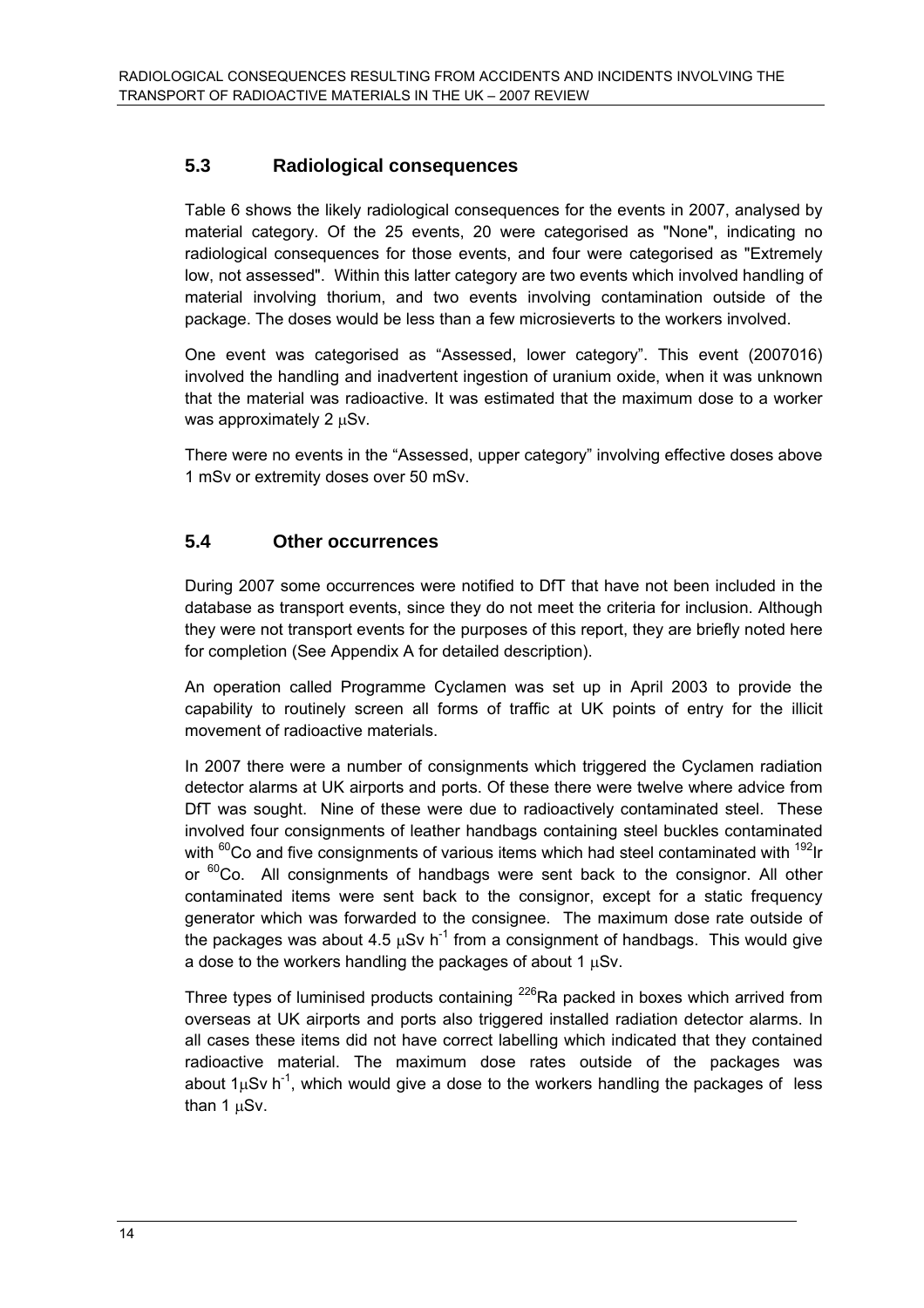## 5.3 Radiological consequences

Table 6 shows the likely radiological consequences for the events in 2007, analysed by material category. Of the 25 events, 20 were categorised as "None", indicating no radiological consequences for those events, and four were categorised as "Extremely low, not assessed". Within this latter category are two events which involved handling of material involving thorium, and two events involving contamination outside of the package. The doses would be less than a few microsieverts to the workers involved.

One event was categorised as "Assessed, lower category". This event (2007016) involved the handling and inadvertent ingestion of uranium oxide, when it was unknown that the material was radioactive. It was estimated that the maximum dose to a worker was approximately 2 μSv.

There were no events in the "Assessed, upper category" involving effective doses above 1 mSv or extremity doses over 50 mSv.

## 5.4 Other occurrences

During 2007 some occurrences were notified to DfT that have not been included in the database as transport events, since they do not meet the criteria for inclusion. Although they were not transport events for the purposes of this report, they are briefly noted here for completion (See Appendix A for detailed description).

An operation called Programme Cyclamen was set up in April 2003 to provide the capability to routinely screen all forms of traffic at UK points of entry for the illicit movement of radioactive materials.

In 2007 there were a number of consignments which triggered the Cyclamen radiation detector alarms at UK airports and ports. Of these there were twelve where advice from DfT was sought. Nine of these were due to radioactively contaminated steel. These involved four consignments of leather handbags containing steel buckles contaminated with $^{60}$Co and five consignments of various items which had steel contaminated with $^{192}$Ir or $^{60}$Co. All consignments of handbags were sent back to the consignor. All other contaminated items were sent back to the consignor, except for a static frequency generator which was forwarded to the consignee. The maximum dose rate outside of the packages was about 4.5 $\mu$Sv h$^{-1}$ from a consignment of handbags. This would give a dose to the workers handling the packages of about 1 μSv.

Three types of luminised products containing $^{226}$Ra packed in boxes which arrived from overseas at UK airports and ports also triggered installed radiation detector alarms. In all cases these items did not have correct labelling which indicated that they contained radioactive material. The maximum dose rates outside of the packages was about 1$\mu$Sv h$^{-1}$, which would give a dose to the workers handling the packages of less than 1 μSv.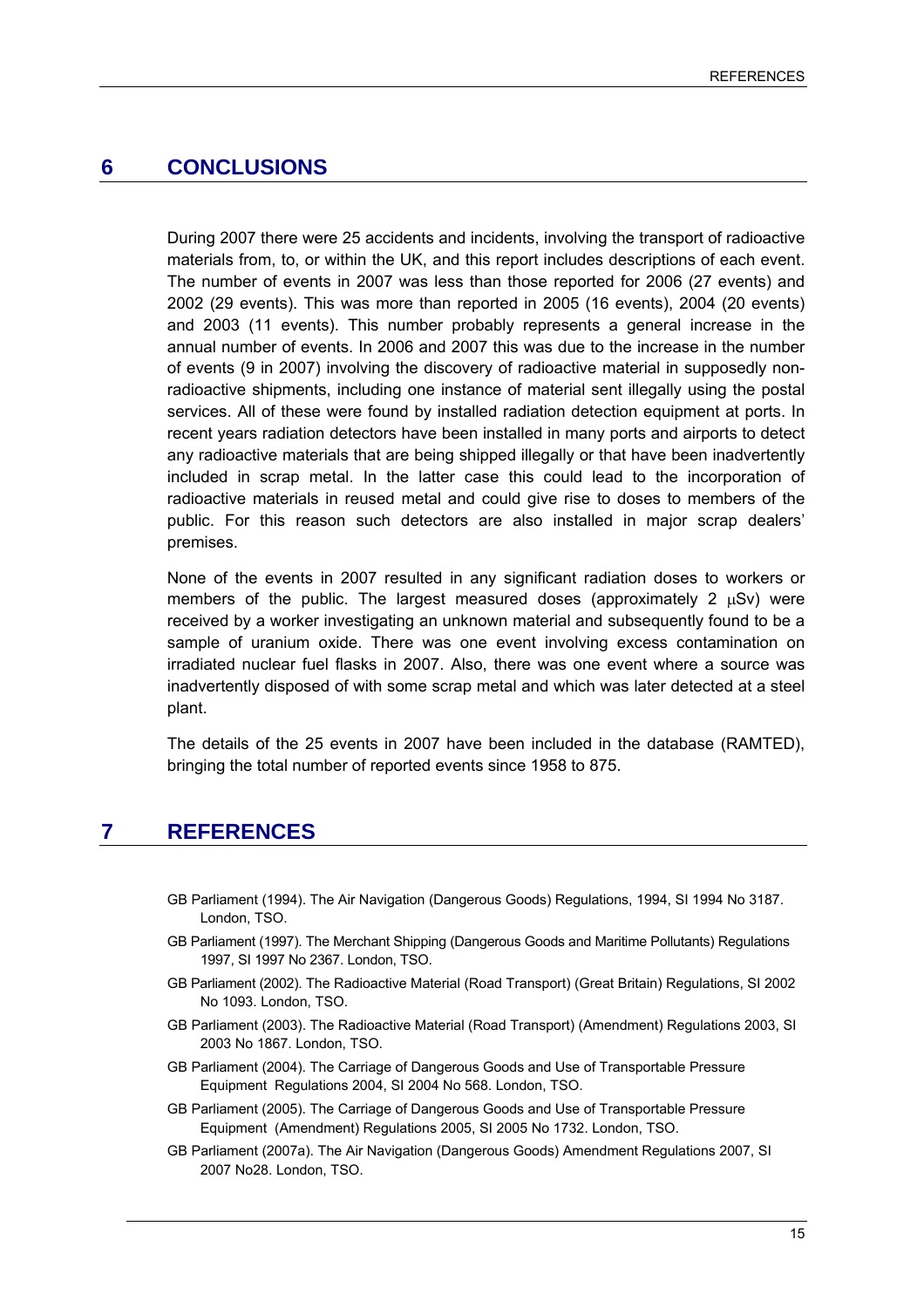# 6 CONCLUSIONS

During 2007 there were 25 accidents and incidents, involving the transport of radioactive materials from, to, or within the UK, and this report includes descriptions of each event. The number of events in 2007 was less than those reported for 2006 (27 events) and 2002 (29 events). This was more than reported in 2005 (16 events), 2004 (20 events) and 2003 (11 events). This number probably represents a general increase in the annual number of events. In 2006 and 2007 this was due to the increase in the number of events (9 in 2007) involving the discovery of radioactive material in supposedly non-radioactive shipments, including one instance of material sent illegally using the postal services. All of these were found by installed radiation detection equipment at ports. In recent years radiation detectors have been installed in many ports and airports to detect any radioactive materials that are being shipped illegally or that have been inadvertently included in scrap metal. In the latter case this could lead to the incorporation of radioactive materials in reused metal and could give rise to doses to members of the public. For this reason such detectors are also installed in major scrap dealers' premises.

None of the events in 2007 resulted in any significant radiation doses to workers or members of the public. The largest measured doses (approximately 2 μSv) were received by a worker investigating an unknown material and subsequently found to be a sample of uranium oxide. There was one event involving excess contamination on irradiated nuclear fuel flasks in 2007. Also, there was one event where a source was inadvertently disposed of with some scrap metal and which was later detected at a steel plant.

The details of the 25 events in 2007 have been included in the database (RAMTED), bringing the total number of reported events since 1958 to 875.

# 7 REFERENCES

GB Parliament (1994). The Air Navigation (Dangerous Goods) Regulations, 1994, SI 1994 No 3187. London, TSO.

GB Parliament (1997). The Merchant Shipping (Dangerous Goods and Maritime Pollutants) Regulations 1997, SI 1997 No 2367. London, TSO.

GB Parliament (2002). The Radioactive Material (Road Transport) (Great Britain) Regulations, SI 2002 No 1093. London, TSO.

GB Parliament (2003). The Radioactive Material (Road Transport) (Amendment) Regulations 2003, SI 2003 No 1867. London, TSO.

GB Parliament (2004). The Carriage of Dangerous Goods and Use of Transportable Pressure Equipment Regulations 2004, SI 2004 No 568. London, TSO.

GB Parliament (2005). The Carriage of Dangerous Goods and Use of Transportable Pressure Equipment (Amendment) Regulations 2005, SI 2005 No 1732. London, TSO.

GB Parliament (2007a). The Air Navigation (Dangerous Goods) Amendment Regulations 2007, SI 2007 No28. London, TSO.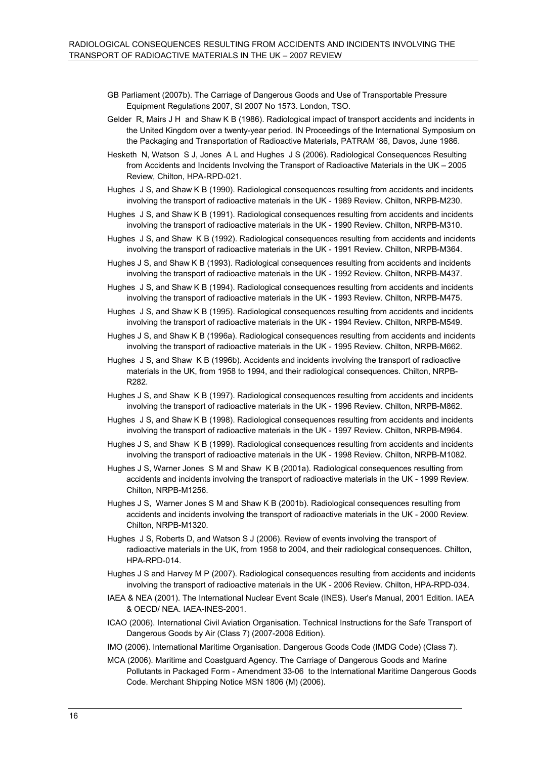GB Parliament (2007b). The Carriage of Dangerous Goods and Use of Transportable Pressure Equipment Regulations 2007, SI 2007 No 1573. London, TSO.

Gelder R, Mairs J H and Shaw K B (1986). Radiological impact of transport accidents and incidents in the United Kingdom over a twenty-year period. IN Proceedings of the International Symposium on the Packaging and Transportation of Radioactive Materials, PATRAM '86, Davos, June 1986.

Hesketh N, Watson S J, Jones A L and Hughes J S (2006). Radiological Consequences Resulting from Accidents and Incidents Involving the Transport of Radioactive Materials in the UK – 2005 Review, Chilton, HPA-RPD-021.

Hughes J S, and Shaw K B (1990). Radiological consequences resulting from accidents and incidents involving the transport of radioactive materials in the UK - 1989 Review. Chilton, NRPB-M230.

Hughes J S, and Shaw K B (1991). Radiological consequences resulting from accidents and incidents involving the transport of radioactive materials in the UK - 1990 Review. Chilton, NRPB-M310.

Hughes J S, and Shaw K B (1992). Radiological consequences resulting from accidents and incidents involving the transport of radioactive materials in the UK - 1991 Review. Chilton, NRPB-M364.

Hughes J S, and Shaw K B (1993). Radiological consequences resulting from accidents and incidents involving the transport of radioactive materials in the UK - 1992 Review. Chilton, NRPB-M437.

Hughes J S, and Shaw K B (1994). Radiological consequences resulting from accidents and incidents involving the transport of radioactive materials in the UK - 1993 Review. Chilton, NRPB-M475.

Hughes J S, and Shaw K B (1995). Radiological consequences resulting from accidents and incidents involving the transport of radioactive materials in the UK - 1994 Review. Chilton, NRPB-M549.

Hughes J S, and Shaw K B (1996a). Radiological consequences resulting from accidents and incidents involving the transport of radioactive materials in the UK - 1995 Review. Chilton, NRPB-M662.

Hughes J S, and Shaw K B (1996b). Accidents and incidents involving the transport of radioactive materials in the UK, from 1958 to 1994, and their radiological consequences. Chilton, NRPB-R282.

Hughes J S, and Shaw K B (1997). Radiological consequences resulting from accidents and incidents involving the transport of radioactive materials in the UK - 1996 Review. Chilton, NRPB-M862.

Hughes J S, and Shaw K B (1998). Radiological consequences resulting from accidents and incidents involving the transport of radioactive materials in the UK - 1997 Review. Chilton, NRPB-M964.

Hughes J S, and Shaw K B (1999). Radiological consequences resulting from accidents and incidents involving the transport of radioactive materials in the UK - 1998 Review. Chilton, NRPB-M1082.

Hughes J S, Warner Jones S M and Shaw K B (2001a). Radiological consequences resulting from accidents and incidents involving the transport of radioactive materials in the UK - 1999 Review. Chilton, NRPB-M1256.

Hughes J S, Warner Jones S M and Shaw K B (2001b). Radiological consequences resulting from accidents and incidents involving the transport of radioactive materials in the UK - 2000 Review. Chilton, NRPB-M1320.

Hughes J S, Roberts D, and Watson S J (2006). Review of events involving the transport of radioactive materials in the UK, from 1958 to 2004, and their radiological consequences. Chilton, HPA-RPD-014.

Hughes J S and Harvey M P (2007). Radiological consequences resulting from accidents and incidents involving the transport of radioactive materials in the UK - 2006 Review. Chilton, HPA-RPD-034.

IAEA & NEA (2001). The International Nuclear Event Scale (INES). User's Manual, 2001 Edition. IAEA & OECD/ NEA. IAEA-INES-2001.

ICAO (2006). International Civil Aviation Organisation. Technical Instructions for the Safe Transport of Dangerous Goods by Air (Class 7) (2007-2008 Edition).

IMO (2006). International Maritime Organisation. Dangerous Goods Code (IMDG Code) (Class 7).

MCA (2006). Maritime and Coastguard Agency. The Carriage of Dangerous Goods and Marine Pollutants in Packaged Form - Amendment 33-06 to the International Maritime Dangerous Goods Code. Merchant Shipping Notice MSN 1806 (M) (2006).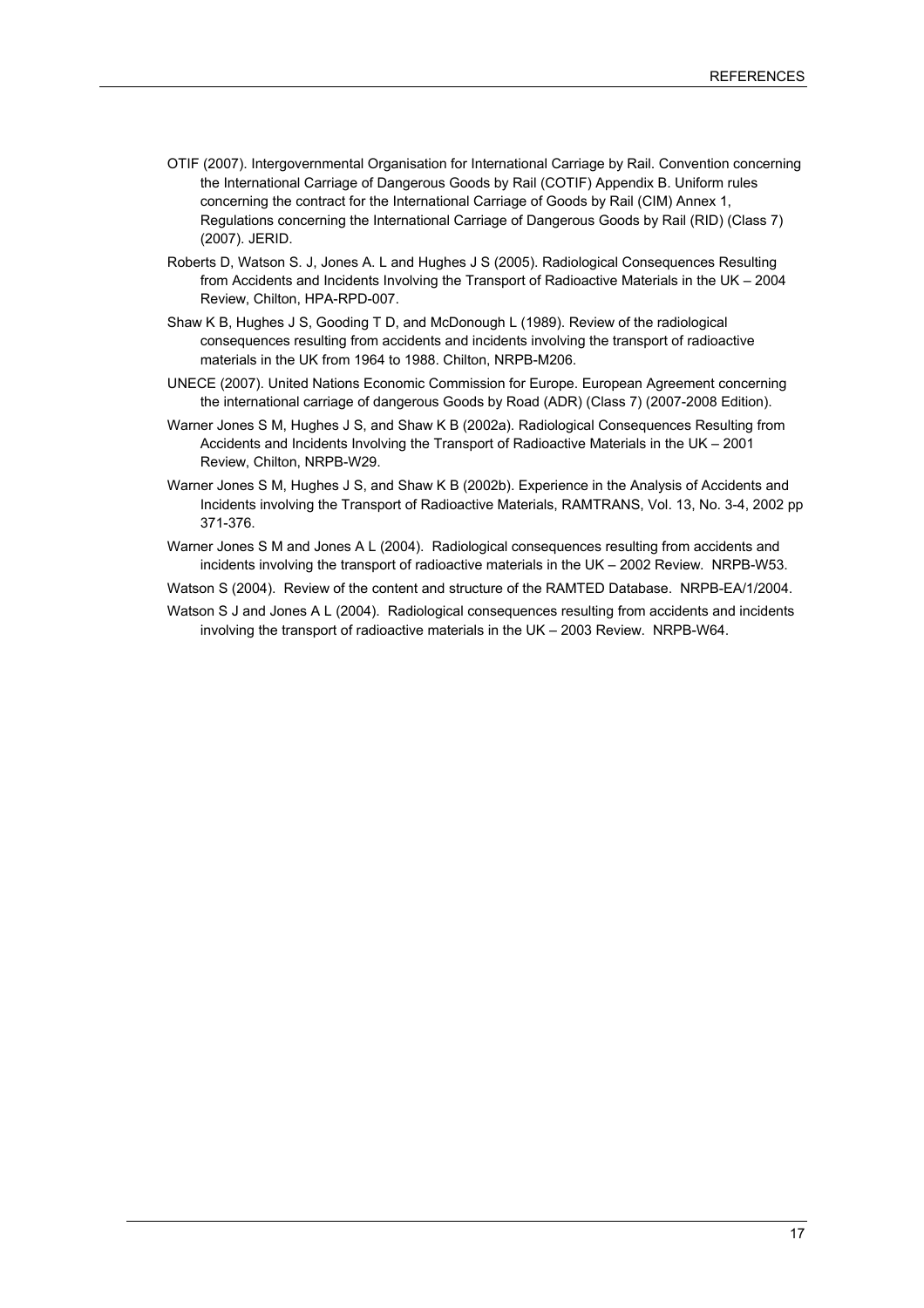OTIF (2007). Intergovernmental Organisation for International Carriage by Rail. Convention concerning the International Carriage of Dangerous Goods by Rail (COTIF) Appendix B. Uniform rules concerning the contract for the International Carriage of Goods by Rail (CIM) Annex 1, Regulations concerning the International Carriage of Dangerous Goods by Rail (RID) (Class 7) (2007). JERID.

Roberts D, Watson S. J, Jones A. L and Hughes J S (2005). Radiological Consequences Resulting from Accidents and Incidents Involving the Transport of Radioactive Materials in the UK – 2004 Review, Chilton, HPA-RPD-007.

Shaw K B, Hughes J S, Gooding T D, and McDonough L (1989). Review of the radiological consequences resulting from accidents and incidents involving the transport of radioactive materials in the UK from 1964 to 1988. Chilton, NRPB-M206.

UNECE (2007). United Nations Economic Commission for Europe. European Agreement concerning the international carriage of dangerous Goods by Road (ADR) (Class 7) (2007-2008 Edition).

Warner Jones S M, Hughes J S, and Shaw K B (2002a). Radiological Consequences Resulting from Accidents and Incidents Involving the Transport of Radioactive Materials in the UK – 2001 Review, Chilton, NRPB-W29.

Warner Jones S M, Hughes J S, and Shaw K B (2002b). Experience in the Analysis of Accidents and Incidents involving the Transport of Radioactive Materials, RAMTRANS, Vol. 13, No. 3-4, 2002 pp 371-376.

Warner Jones S M and Jones A L (2004). Radiological consequences resulting from accidents and incidents involving the transport of radioactive materials in the UK – 2002 Review. NRPB-W53.

Watson S (2004). Review of the content and structure of the RAMTED Database. NRPB-EA/1/2004.

Watson S J and Jones A L (2004). Radiological consequences resulting from accidents and incidents involving the transport of radioactive materials in the UK – 2003 Review. NRPB-W64.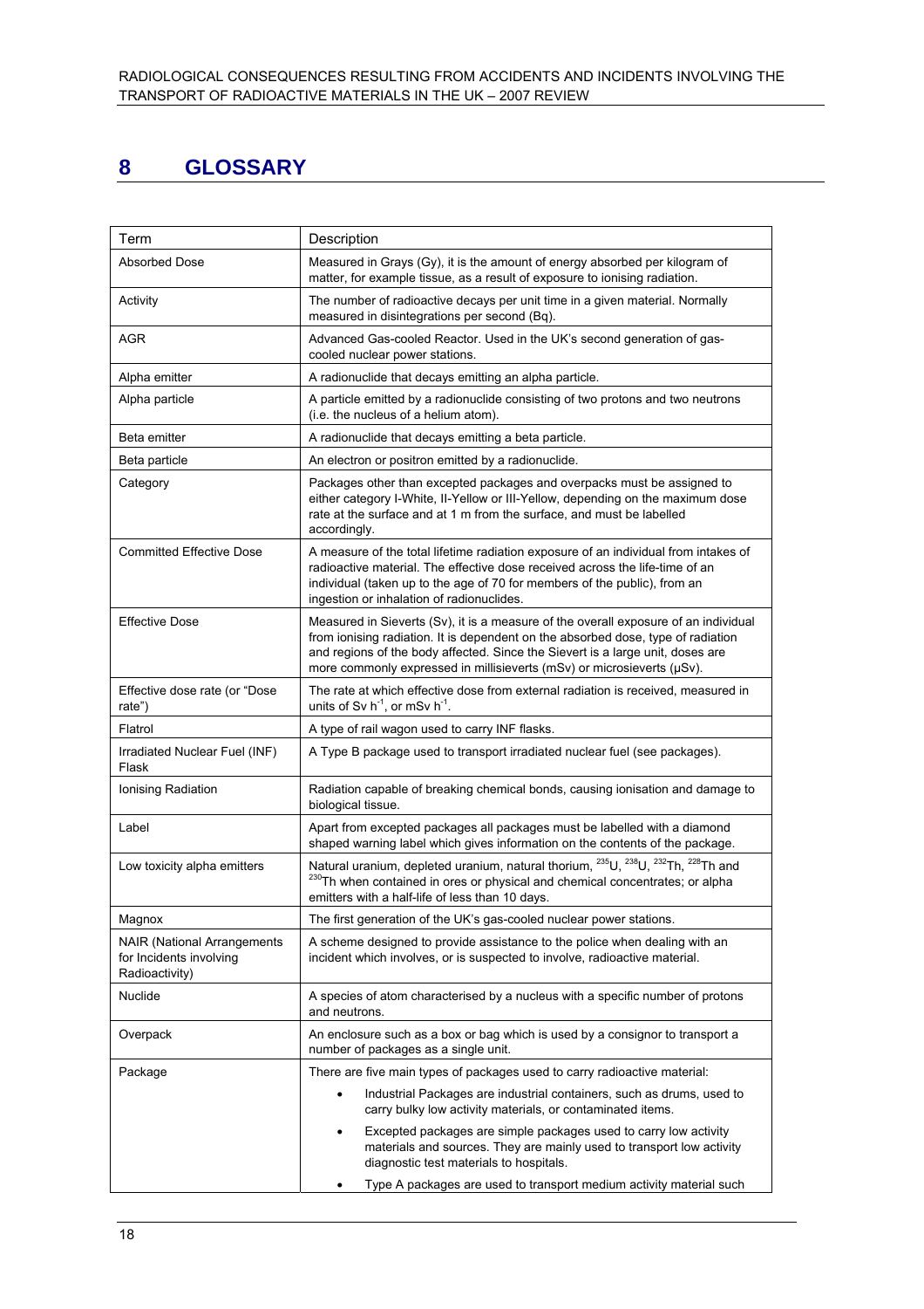# 8 GLOSSARY

| Term | Description |
|---|---|
| Absorbed Dose | Measured in Grays (Gy), it is the amount of energy absorbed per kilogram of matter, for example tissue, as a result of exposure to ionising radiation. |
| Activity | The number of radioactive decays per unit time in a given material. Normally measured in disintegrations per second (Bq). |
| AGR | Advanced Gas-cooled Reactor. Used in the UK's second generation of gas-cooled nuclear power stations. |
| Alpha emitter | A radionuclide that decays emitting an alpha particle. |
| Alpha particle | A particle emitted by a radionuclide consisting of two protons and two neutrons (i.e. the nucleus of a helium atom). |
| Beta emitter | A radionuclide that decays emitting a beta particle. |
| Beta particle | An electron or positron emitted by a radionuclide. |
| Category | Packages other than excepted packages and overpacks must be assigned to either category I-White, II-Yellow or III-Yellow, depending on the maximum dose rate at the surface and at 1 m from the surface, and must be labelled accordingly. |
| Committed Effective Dose | A measure of the total lifetime radiation exposure of an individual from intakes of radioactive material. The effective dose received across the life-time of an individual (taken up to the age of 70 for members of the public), from an ingestion or inhalation of radionuclides. |
| Effective Dose | Measured in Sieverts (Sv), it is a measure of the overall exposure of an individual from ionising radiation. It is dependent on the absorbed dose, type of radiation and regions of the body affected. Since the Sievert is a large unit, doses are more commonly expressed in millisieverts (mSv) or microsieverts (μSv). |
| Effective dose rate (or "Dose rate") | The rate at which effective dose from external radiation is received, measured in units of Sv $h^{-1}$, or mSv $h^{-1}$. |
| Flatrol | A type of rail wagon used to carry INF flasks. |
| Irradiated Nuclear Fuel (INF) Flask | A Type B package used to transport irradiated nuclear fuel (see packages). |
| Ionising Radiation | Radiation capable of breaking chemical bonds, causing ionisation and damage to biological tissue. |
| Label | Apart from excepted packages all packages must be labelled with a diamond shaped warning label which gives information on the contents of the package. |
| Low toxicity alpha emitters | Natural uranium, depleted uranium, natural thorium, $^{235}U$, $^{238}U$, $^{232}Th$, $^{228}Th$ and $^{230}Th$ when contained in ores or physical and chemical concentrates; or alpha emitters with a half-life of less than 10 days. |
| Magnox | The first generation of the UK's gas-cooled nuclear power stations. |
| NAIR (National Arrangements for Incidents involving Radioactivity) | A scheme designed to provide assistance to the police when dealing with an incident which involves, or is suspected to involve, radioactive material. |
| Nuclide | A species of atom characterised by a nucleus with a specific number of protons and neutrons. |
| Overpack | An enclosure such as a box or bag which is used by a consignor to transport a number of packages as a single unit. |
| Package | There are five main types of packages used to carry radioactive material: <br> • Industrial Packages are industrial containers, such as drums, used to carry bulky low activity materials, or contaminated items. <br> • Excepted packages are simple packages used to carry low activity materials and sources. They are mainly used to transport low activity diagnostic test materials to hospitals. <br> • Type A packages are used to transport medium activity material such |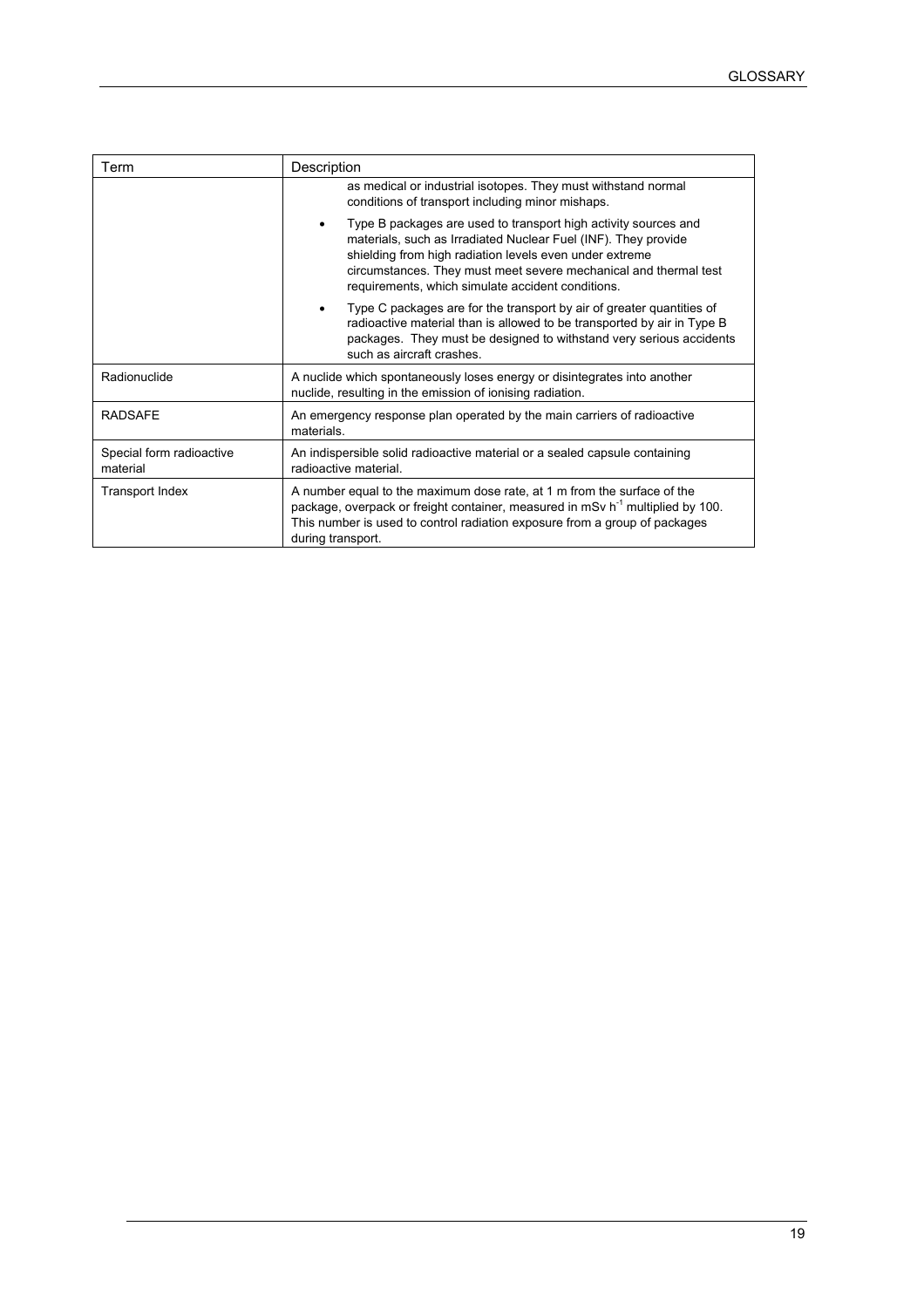| Term | Description |
| --- | --- |
| | as medical or industrial isotopes. They must withstand normal conditions of transport including minor mishaps.<br>• Type B packages are used to transport high activity sources and materials, such as Irradiated Nuclear Fuel (INF). They provide shielding from high radiation levels even under extreme circumstances. They must meet severe mechanical and thermal test requirements, which simulate accident conditions.<br>• Type C packages are for the transport by air of greater quantities of radioactive material than is allowed to be transported by air in Type B packages. They must be designed to withstand very serious accidents such as aircraft crashes. |
| Radionuclide | A nuclide which spontaneously loses energy or disintegrates into another nuclide, resulting in the emission of ionising radiation. |
| RADSAFE | An emergency response plan operated by the main carriers of radioactive materials. |
| Special form radioactive material | An indispersible solid radioactive material or a sealed capsule containing radioactive material. |
| Transport Index | A number equal to the maximum dose rate, at 1 m from the surface of the package, overpack or freight container, measured in mSv $h^{-1}$ multiplied by 100. This number is used to control radiation exposure from a group of packages during transport. |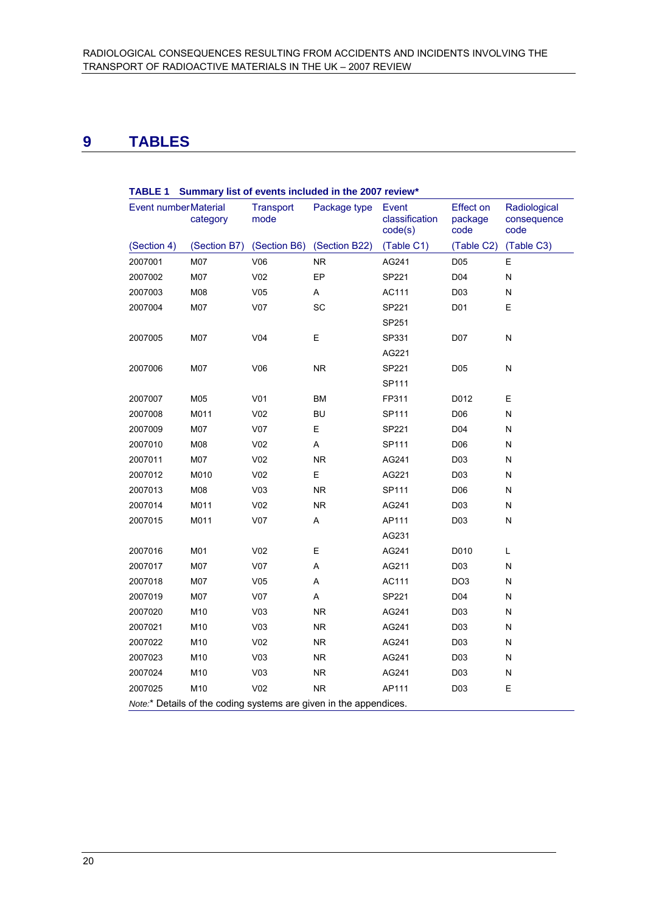# 9 TABLES

**TABLE 1 Summary list of events included in the 2007 review***

| Event number | Material category | Transport mode | Package type | Event classification code(s) | Effect on package code | Radiological consequence code |
|---|---|---|---|---|---|---|
| (Section 4) | (Section B7) | (Section B6) | (Section B22) | (Table C1) | (Table C2) | (Table C3) |
| 2007001 | M07 | V06 | NR | AG241 | D05 | E |
| 2007002 | M07 | V02 | EP | SP221 | D04 | N |
| 2007003 | M08 | V05 | A | AC111 | D03 | N |
| 2007004 | M07 | V07 | SC | SP221 | D01 | E |
| | | | | SP251 | | |
| 2007005 | M07 | V04 | E | SP331 | D07 | N |
| | | | | AG221 | | |
| 2007006 | M07 | V06 | NR | SP221 | D05 | N |
| | | | | SP111 | | |
| 2007007 | M05 | V01 | BM | FP311 | D012 | E |
| 2007008 | M011 | V02 | BU | SP111 | D06 | N |
| 2007009 | M07 | V07 | E | SP221 | D04 | N |
| 2007010 | M08 | V02 | A | SP111 | D06 | N |
| 2007011 | M07 | V02 | NR | AG241 | D03 | N |
| 2007012 | M010 | V02 | E | AG221 | D03 | N |
| 2007013 | M08 | V03 | NR | SP111 | D06 | N |
| 2007014 | M011 | V02 | NR | AG241 | D03 | N |
| 2007015 | M011 | V07 | A | AP111 | D03 | N |
| | | | | AG231 | | |
| 2007016 | M01 | V02 | E | AG241 | D010 | L |
| 2007017 | M07 | V07 | A | AG211 | D03 | N |
| 2007018 | M07 | V05 | A | AC111 | DO3 | N |
| 2007019 | M07 | V07 | A | SP221 | D04 | N |
| 2007020 | M10 | V03 | NR | AG241 | D03 | N |
| 2007021 | M10 | V03 | NR | AG241 | D03 | N |
| 2007022 | M10 | V02 | NR | AG241 | D03 | N |
| 2007023 | M10 | V03 | NR | AG241 | D03 | N |
| 2007024 | M10 | V03 | NR | AG241 | D03 | N |
| 2007025 | M10 | V02 | NR | AP111 | D03 | E |

*Note:** Details of the coding systems are given in the appendices.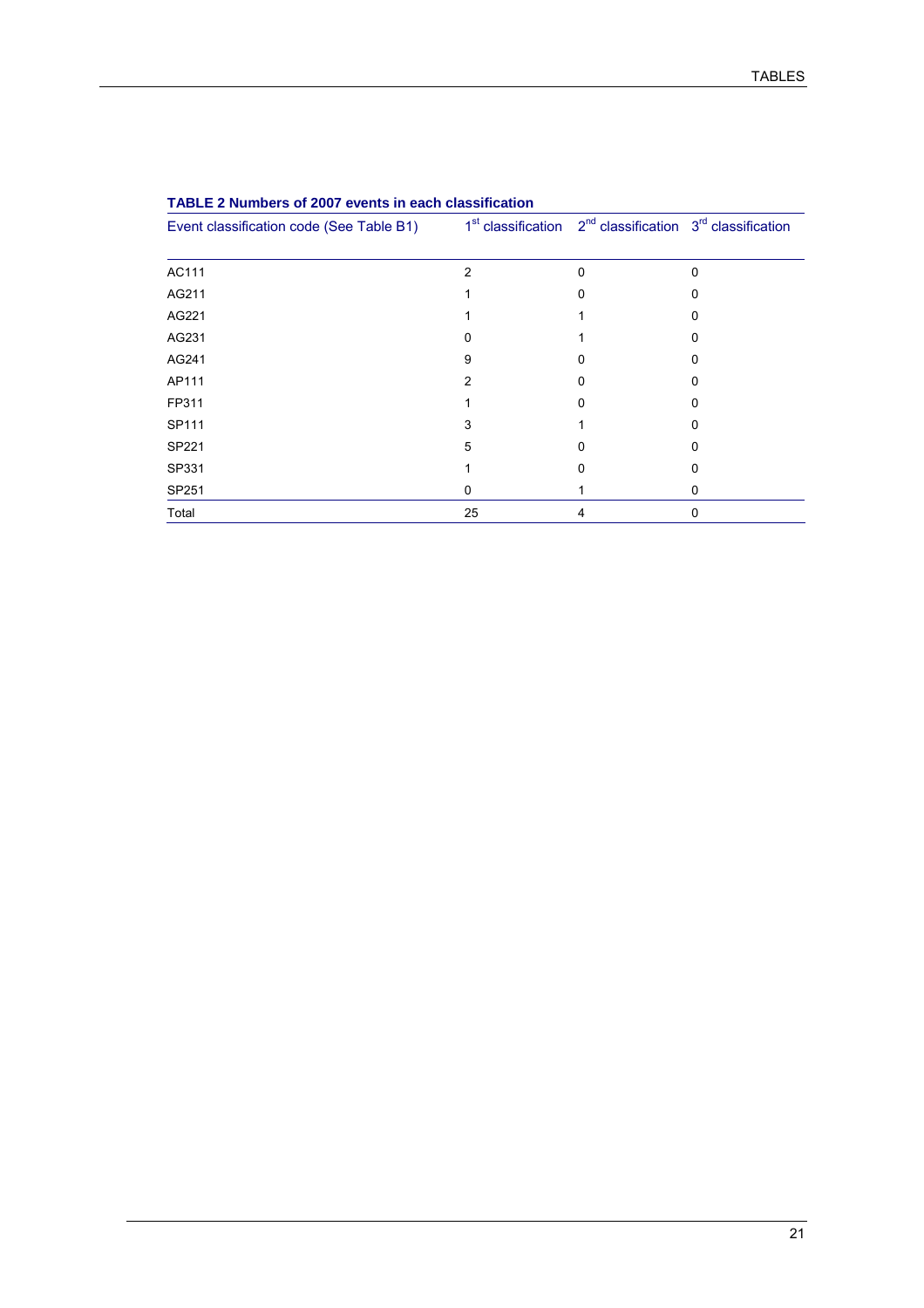**TABLE 2 Numbers of 2007 events in each classification**

| Event classification code (See Table B1) | 1st classification | 2nd classification | 3rd classification |
|---|---|---|---|
| AC111 | 2 | 0 | 0 |
| AG211 | 1 | 0 | 0 |
| AG221 | 1 | 1 | 0 |
| AG231 | 0 | 1 | 0 |
| AG241 | 9 | 0 | 0 |
| AP111 | 2 | 0 | 0 |
| FP311 | 1 | 0 | 0 |
| SP111 | 3 | 1 | 0 |
| SP221 | 5 | 0 | 0 |
| SP331 | 1 | 0 | 0 |
| SP251 | 0 | 1 | 0 |
| Total | 25 | 4 | 0 |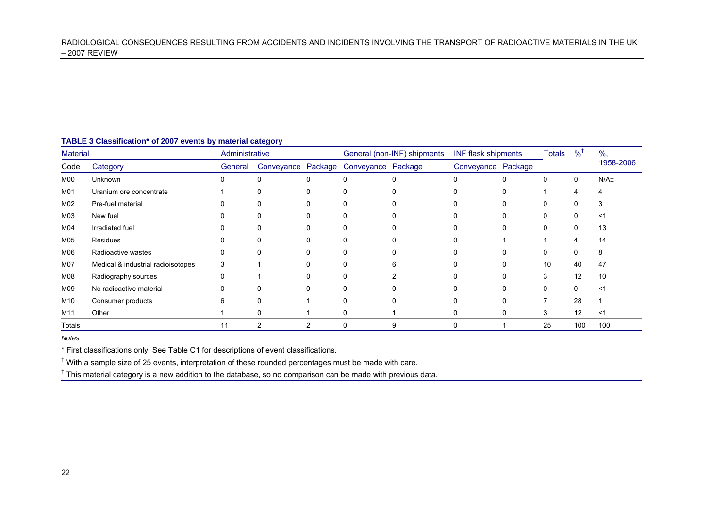**TABLE 3 Classification* of 2007 events by material category**

| Material | | Administrative | | | General (non-INF) shipments | | INF flask shipments | | Totals | %[†] | %, 1958-2006 |
|---|---|---|---|---|---|---|---|---|---|---|---|
| Code | Category | General | Conveyance | Package | Conveyance | Package | Conveyance | Package | | | |
| M00 | Unknown | 0 | 0 | 0 | 0 | 0 | 0 | 0 | 0 | 0 | N/A‡ |
| M01 | Uranium ore concentrate | 1 | 0 | 0 | 0 | 0 | 0 | 0 | 1 | 4 | 4 |
| M02 | Pre-fuel material | 0 | 0 | 0 | 0 | 0 | 0 | 0 | 0 | 0 | 3 |
| M03 | New fuel | 0 | 0 | 0 | 0 | 0 | 0 | 0 | 0 | 0 | <1 |
| M04 | Irradiated fuel | 0 | 0 | 0 | 0 | 0 | 0 | 0 | 0 | 0 | 13 |
| M05 | Residues | 0 | 0 | 0 | 0 | 0 | 0 | 1 | 1 | 4 | 14 |
| M06 | Radioactive wastes | 0 | 0 | 0 | 0 | 0 | 0 | 0 | 0 | 0 | 8 |
| M07 | Medical & industrial radioisotopes | 3 | 1 | 0 | 0 | 6 | 0 | 0 | 10 | 40 | 47 |
| M08 | Radiography sources | 0 | 1 | 0 | 0 | 2 | 0 | 0 | 3 | 12 | 10 |
| M09 | No radioactive material | 0 | 0 | 0 | 0 | 0 | 0 | 0 | 0 | 0 | <1 |
| M10 | Consumer products | 6 | 0 | 1 | 0 | 0 | 0 | 0 | 7 | 28 | 1 |
| M11 | Other | 1 | 0 | 1 | 0 | 1 | 0 | 0 | 3 | 12 | <1 |
| Totals | | 11 | 2 | 2 | 0 | 9 | 0 | 1 | 25 | 100 | 100 |

*Notes*

* First classifications only. See Table C1 for descriptions of event classifications.

[†] With a sample size of 25 events, interpretation of these rounded percentages must be made with care.

[‡] This material category is a new addition to the database, so no comparison can be made with previous data.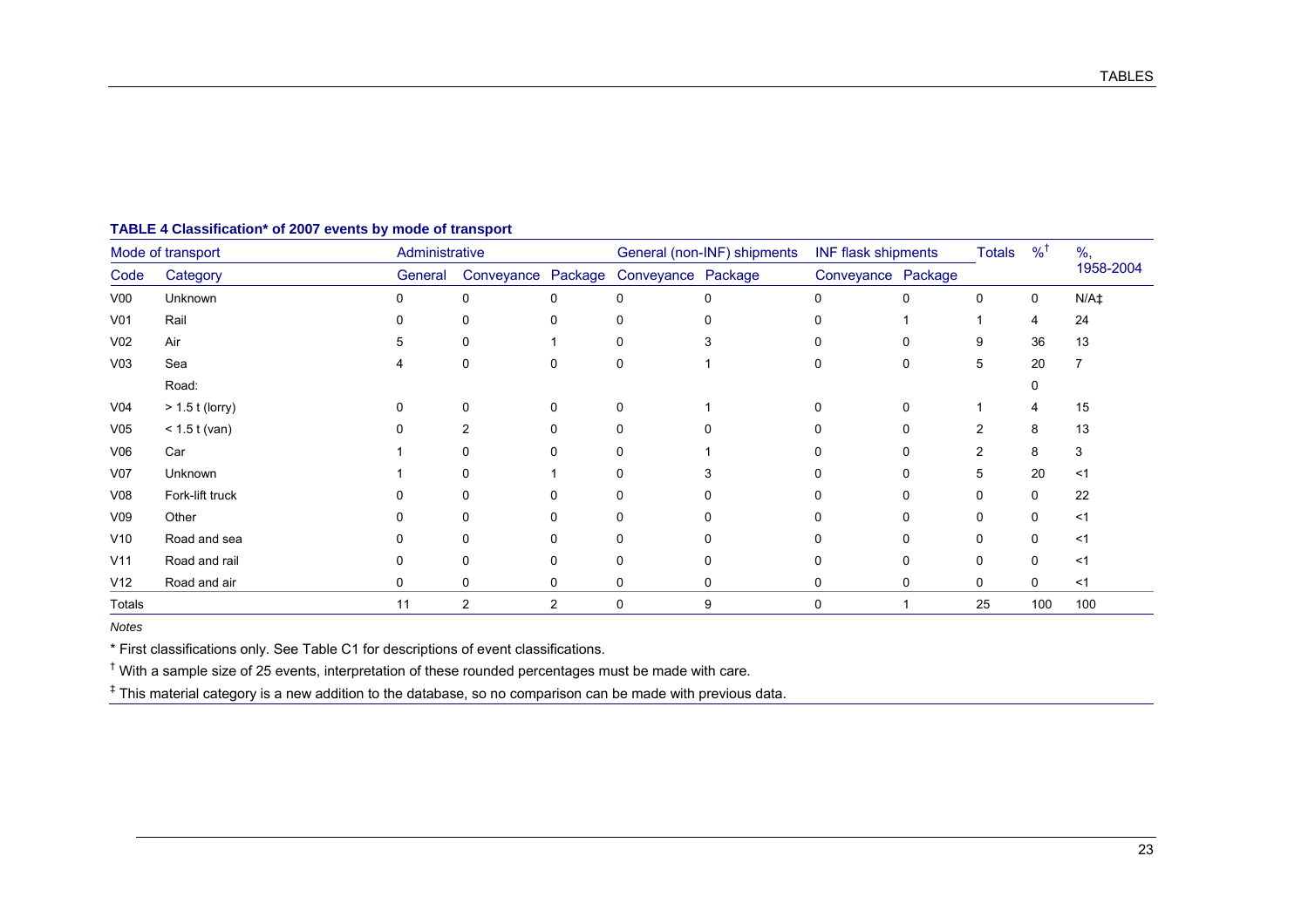**TABLE 4 Classification* of 2007 events by mode of transport**

| Mode of transport | | Administrative | | | General (non-INF) shipments | | INF flask shipments | | Totals | %† | %, 1958-2004 |
|---|---|---|---|---|---|---|---|---|---|---|---|
| Code | Category | General | Conveyance | Package | Conveyance | Package | Conveyance | Package | | | |
| V00 | Unknown | 0 | 0 | 0 | 0 | 0 | 0 | 0 | 0 | 0 | N/A‡ |
| V01 | Rail | 0 | 0 | 0 | 0 | 0 | 0 | 1 | 1 | 4 | 24 |
| V02 | Air | 5 | 0 | 1 | 0 | 3 | 0 | 0 | 9 | 36 | 13 |
| V03 | Sea | 4 | 0 | 0 | 0 | 1 | 0 | 0 | 5 | 20 | 7 |
| | Road: | | | | | | | | | 0 | |
| V04 | > 1.5 t (lorry) | 0 | 0 | 0 | 0 | 1 | 0 | 0 | 1 | 4 | 15 |
| V05 | < 1.5 t (van) | 0 | 2 | 0 | 0 | 0 | 0 | 0 | 2 | 8 | 13 |
| V06 | Car | 1 | 0 | 0 | 0 | 1 | 0 | 0 | 2 | 8 | 3 |
| V07 | Unknown | 1 | 0 | 1 | 0 | 3 | 0 | 0 | 5 | 20 | <1 |
| V08 | Fork-lift truck | 0 | 0 | 0 | 0 | 0 | 0 | 0 | 0 | 0 | 22 |
| V09 | Other | 0 | 0 | 0 | 0 | 0 | 0 | 0 | 0 | 0 | <1 |
| V10 | Road and sea | 0 | 0 | 0 | 0 | 0 | 0 | 0 | 0 | 0 | <1 |
| V11 | Road and rail | 0 | 0 | 0 | 0 | 0 | 0 | 0 | 0 | 0 | <1 |
| V12 | Road and air | 0 | 0 | 0 | 0 | 0 | 0 | 0 | 0 | 0 | <1 |
| Totals | | 11 | 2 | 2 | 0 | 9 | 0 | 1 | 25 | 100 | 100 |

*Notes*

* First classifications only. See Table C1 for descriptions of event classifications.

† With a sample size of 25 events, interpretation of these rounded percentages must be made with care.

‡ This material category is a new addition to the database, so no comparison can be made with previous data.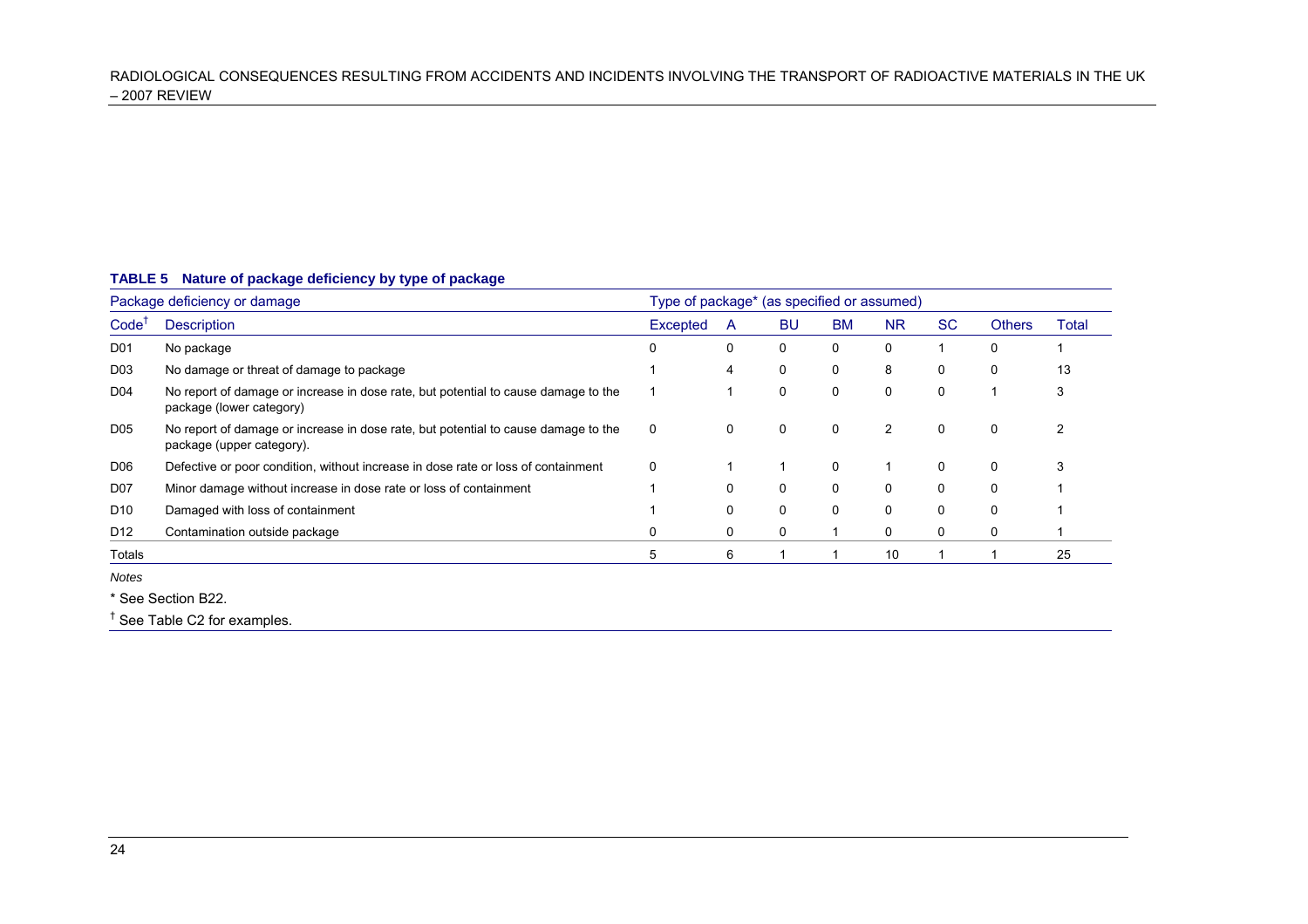**TABLE 5 Nature of package deficiency by type of package**

| Package deficiency or damage | | Type of package* (as specified or assumed) | | | | | | | |
|---|---|---|---|---|---|---|---|---|---|
| Code[†] | Description | Excepted | A | BU | BM | NR | SC | Others | Total |
| D01 | No package | 0 | 0 | 0 | 0 | 0 | 1 | 0 | 1 |
| D03 | No damage or threat of damage to package | 1 | 4 | 0 | 0 | 8 | 0 | 0 | 13 |
| D04 | No report of damage or increase in dose rate, but potential to cause damage to the package (lower category) | 1 | 1 | 0 | 0 | 0 | 0 | 1 | 3 |
| D05 | No report of damage or increase in dose rate, but potential to cause damage to the package (upper category). | 0 | 0 | 0 | 0 | 2 | 0 | 0 | 2 |
| D06 | Defective or poor condition, without increase in dose rate or loss of containment | 0 | 1 | 1 | 0 | 1 | 0 | 0 | 3 |
| D07 | Minor damage without increase in dose rate or loss of containment | 1 | 0 | 0 | 0 | 0 | 0 | 0 | 1 |
| D10 | Damaged with loss of containment | 1 | 0 | 0 | 0 | 0 | 0 | 0 | 1 |
| D12 | Contamination outside package | 0 | 0 | 0 | 1 | 0 | 0 | 0 | 1 |
| Totals | | 5 | 6 | 1 | 1 | 10 | 1 | 1 | 25 |

*Notes*

* See Section B22.

[†] See Table C2 for examples.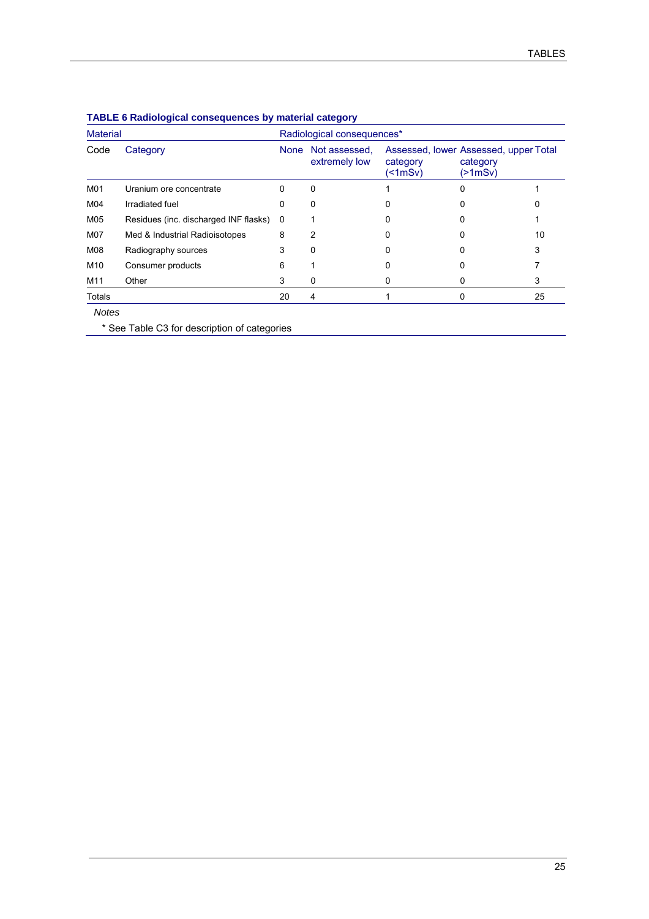**TABLE 6 Radiological consequences by material category**

| Material | | Radiological consequences* | | | | |
|---|---|---|---|---|---|---|
| Code | Category | None | Not assessed, extremely low | Assessed, lower category (<1mSv) | Assessed, upper category (>1mSv) | Total |
| M01 | Uranium ore concentrate | 0 | 0 | 1 | 0 | 1 |
| M04 | Irradiated fuel | 0 | 0 | 0 | 0 | 0 |
| M05 | Residues (inc. discharged INF flasks) | 0 | 1 | 0 | 0 | 1 |
| M07 | Med & Industrial Radioisotopes | 8 | 2 | 0 | 0 | 10 |
| M08 | Radiography sources | 3 | 0 | 0 | 0 | 3 |
| M10 | Consumer products | 6 | 1 | 0 | 0 | 7 |
| M11 | Other | 3 | 0 | 0 | 0 | 3 |
| Totals | | 20 | 4 | 1 | 0 | 25 |

*Notes*

\* See Table C3 for description of categories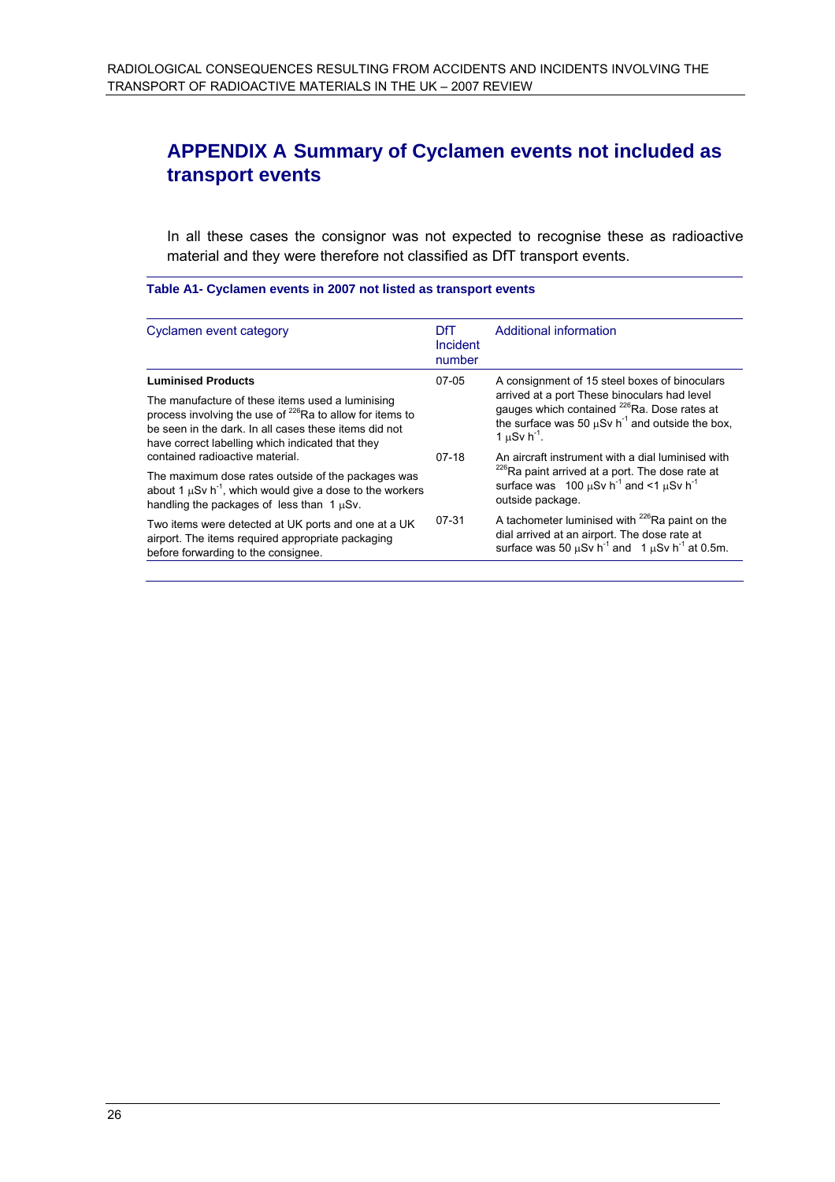# APPENDIX A Summary of Cyclamen events not included as transport events

In all these cases the consignor was not expected to recognise these as radioactive material and they were therefore not classified as DfT transport events.

**Table A1- Cyclamen events in 2007 not listed as transport events**

| Cyclamen event category | DfT Incident number | Additional information |
|---|---|---|
| **Luminised Products**<br><br>The manufacture of these items used a luminising process involving the use of $^{226}$Ra to allow for items to be seen in the dark. In all cases these items did not have correct labelling which indicated that they contained radioactive material.<br><br>The maximum dose rates outside of the packages was about 1 $\mu$Sv h$^{-1}$, which would give a dose to the workers handling the packages of less than 1 $\mu$Sv.<br><br>Two items were detected at UK ports and one at a UK airport. The items required appropriate packaging before forwarding to the consignee. | 07-05 | A consignment of 15 steel boxes of binoculars arrived at a port These binoculars had level gauges which contained $^{226}$Ra. Dose rates at the surface was 50 $\mu$Sv h$^{-1}$ and outside the box, 1 $\mu$Sv h$^{-1}$. |
| | 07-18 | An aircraft instrument with a dial luminised with $^{226}$Ra paint arrived at a port. The dose rate at surface was 100 $\mu$Sv h$^{-1}$ and <1 $\mu$Sv h$^{-1}$ outside package. |
| | 07-31 | A tachometer luminised with $^{226}$Ra paint on the dial arrived at an airport. The dose rate at surface was 50 $\mu$Sv h$^{-1}$ and 1 $\mu$Sv h$^{-1}$ at 0.5m. |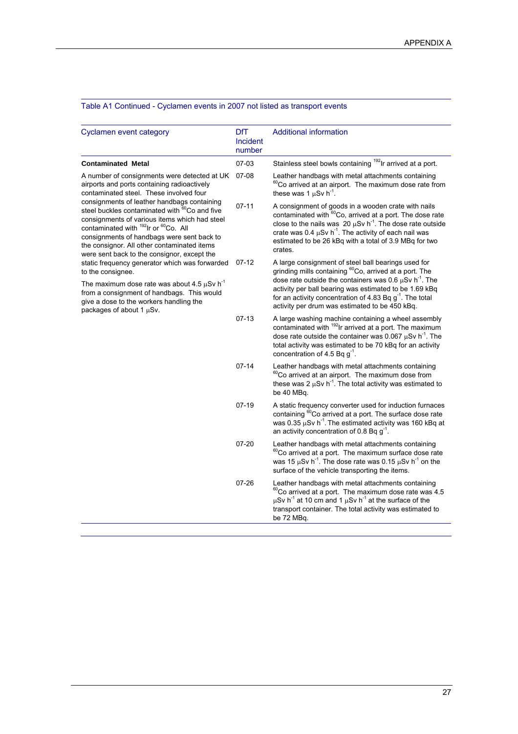Table A1 Continued - Cyclamen events in 2007 not listed as transport events

| Cyclamen event category | DfT Incident number | Additional information |
|---|---|---|
| **Contaminated Metal**<br><br>A number of consignments were detected at UK airports and ports containing radioactively contaminated steel. These involved four consignments of leather handbags containing steel buckles contaminated with $^{60}$Co and five consignments of various items which had steel contaminated with $^{192}$Ir or $^{60}$Co. All consignments of handbags were sent back to the consignor. All other contaminated items were sent back to the consignor, except the static frequency generator which was forwarded to the consignee.<br><br>The maximum dose rate was about 4.5 $\mu$Sv h$^{-1}$ from a consignment of handbags. This would give a dose to the workers handling the packages of about 1 $\mu$Sv. | 07-03 | Stainless steel bowls containing $^{192}$Ir arrived at a port. |
| | 07-08 | Leather handbags with metal attachments containing $^{60}$Co arrived at an airport. The maximum dose rate from these was 1 $\mu$Sv h$^{-1}$. |
| | 07-11 | A consignment of goods in a wooden crate with nails contaminated with $^{60}$Co, arrived at a port. The dose rate close to the nails was 20 $\mu$Sv h$^{-1}$. The dose rate outside crate was 0.4 $\mu$Sv h$^{-1}$. The activity of each nail was estimated to be 26 kBq with a total of 3.9 MBq for two crates. |
| | 07-12 | A large consignment of steel ball bearings used for grinding mills containing $^{60}$Co, arrived at a port. The dose rate outside the containers was 0.6 $\mu$Sv h$^{-1}$. The activity per ball bearing was estimated to be 1.69 kBq for an activity concentration of 4.83 Bq g$^{-1}$. The total activity per drum was estimated to be 450 kBq. |
| | 07-13 | A large washing machine containing a wheel assembly contaminated with $^{192}$Ir arrived at a port. The maximum dose rate outside the container was 0.067 $\mu$Sv h$^{-1}$. The total activity was estimated to be 70 kBq for an activity concentration of 4.5 Bq g$^{-1}$. |
| | 07-14 | Leather handbags with metal attachments containing $^{60}$Co arrived at an airport. The maximum dose from these was 2 $\mu$Sv h$^{-1}$. The total activity was estimated to be 40 MBq. |
| | 07-19 | A static frequency converter used for induction furnaces containing $^{60}$Co arrived at a port. The surface dose rate was 0.35 $\mu$Sv h$^{-1}$. The estimated activity was 160 kBq at an activity concentration of 0.8 Bq g$^{-1}$. |
| | 07-20 | Leather handbags with metal attachments containing $^{60}$Co arrived at a port. The maximum surface dose rate was 15 $\mu$Sv h$^{-1}$. The dose rate was 0.15 $\mu$Sv h$^{-1}$ on the surface of the vehicle transporting the items. |
| | 07-26 | Leather handbags with metal attachments containing $^{60}$Co arrived at a port. The maximum dose rate was 4.5 $\mu$Sv h$^{-1}$ at 10 cm and 1 $\mu$Sv h$^{-1}$ at the surface of the transport container. The total activity was estimated to be 72 MBq. |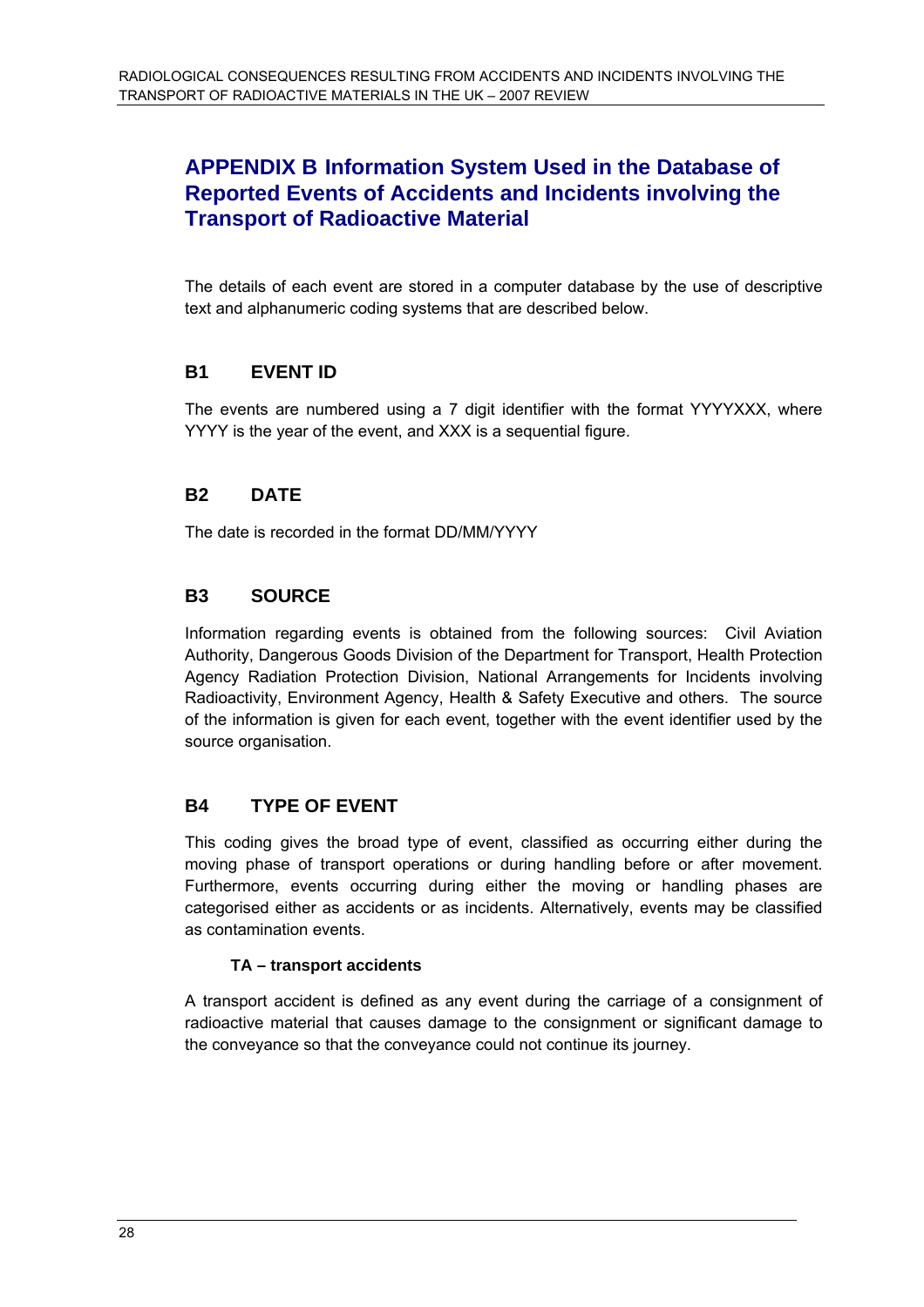# APPENDIX B Information System Used in the Database of Reported Events of Accidents and Incidents involving the Transport of Radioactive Material

The details of each event are stored in a computer database by the use of descriptive text and alphanumeric coding systems that are described below.

## B1 EVENT ID

The events are numbered using a 7 digit identifier with the format YYYYXXX, where YYYY is the year of the event, and XXX is a sequential figure.

## B2 DATE

The date is recorded in the format DD/MM/YYYY

## B3 SOURCE

Information regarding events is obtained from the following sources: Civil Aviation Authority, Dangerous Goods Division of the Department for Transport, Health Protection Agency Radiation Protection Division, National Arrangements for Incidents involving Radioactivity, Environment Agency, Health & Safety Executive and others. The source of the information is given for each event, together with the event identifier used by the source organisation.

## B4 TYPE OF EVENT

This coding gives the broad type of event, classified as occurring either during the moving phase of transport operations or during handling before or after movement. Furthermore, events occurring during either the moving or handling phases are categorised either as accidents or as incidents. Alternatively, events may be classified as contamination events.

**TA – transport accidents**

A transport accident is defined as any event during the carriage of a consignment of radioactive material that causes damage to the consignment or significant damage to the conveyance so that the conveyance could not continue its journey.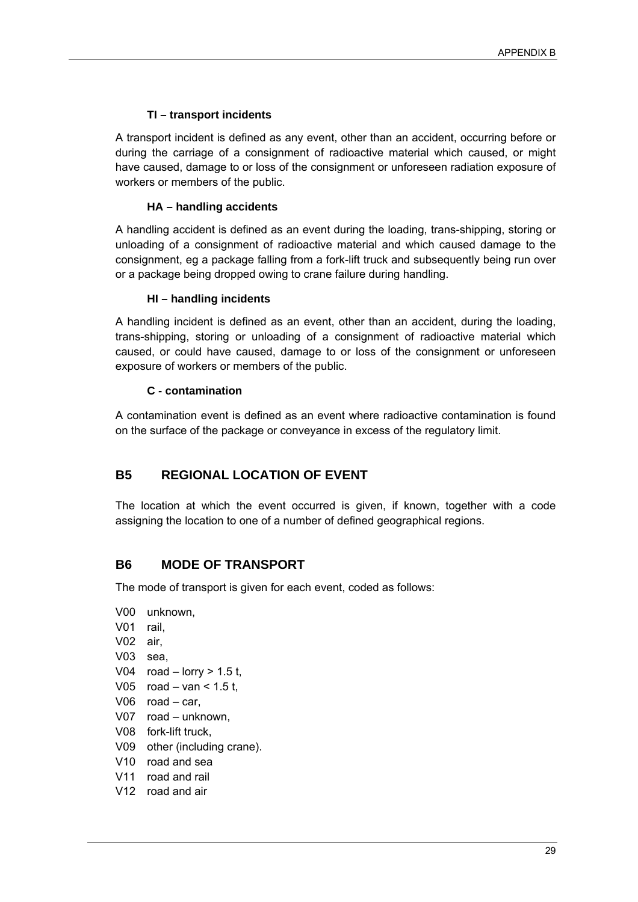#### TI – transport incidents

A transport incident is defined as any event, other than an accident, occurring before or during the carriage of a consignment of radioactive material which caused, or might have caused, damage to or loss of the consignment or unforeseen radiation exposure of workers or members of the public.

#### HA – handling accidents

A handling accident is defined as an event during the loading, trans-shipping, storing or unloading of a consignment of radioactive material and which caused damage to the consignment, eg a package falling from a fork-lift truck and subsequently being run over or a package being dropped owing to crane failure during handling.

#### HI – handling incidents

A handling incident is defined as an event, other than an accident, during the loading, trans-shipping, storing or unloading of a consignment of radioactive material which caused, or could have caused, damage to or loss of the consignment or unforeseen exposure of workers or members of the public.

#### C - contamination

A contamination event is defined as an event where radioactive contamination is found on the surface of the package or conveyance in excess of the regulatory limit.

## B5 REGIONAL LOCATION OF EVENT

The location at which the event occurred is given, if known, together with a code assigning the location to one of a number of defined geographical regions.

## B6 MODE OF TRANSPORT

The mode of transport is given for each event, coded as follows:

V00 unknown,
V01 rail,
V02 air,
V03 sea,
V04 road – lorry > 1.5 t,
V05 road – van < 1.5 t,
V06 road – car,
V07 road – unknown,
V08 fork-lift truck,
V09 other (including crane).
V10 road and sea
V11 road and rail
V12 road and air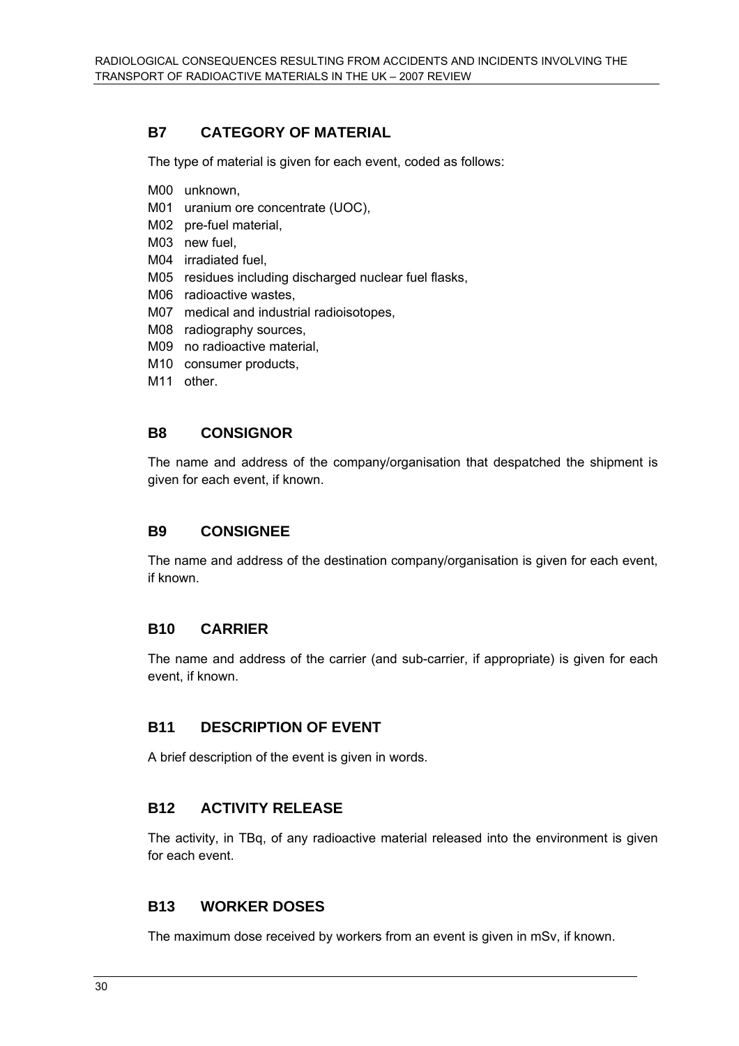## B7 CATEGORY OF MATERIAL

The type of material is given for each event, coded as follows:

- M00 unknown,
- M01 uranium ore concentrate (UOC),
- M02 pre-fuel material,
- M03 new fuel,
- M04 irradiated fuel,
- M05 residues including discharged nuclear fuel flasks,
- M06 radioactive wastes,
- M07 medical and industrial radioisotopes,
- M08 radiography sources,
- M09 no radioactive material,
- M10 consumer products,
- M11 other.

## B8 CONSIGNOR

The name and address of the company/organisation that despatched the shipment is given for each event, if known.

## B9 CONSIGNEE

The name and address of the destination company/organisation is given for each event, if known.

## B10 CARRIER

The name and address of the carrier (and sub-carrier, if appropriate) is given for each event, if known.

## B11 DESCRIPTION OF EVENT

A brief description of the event is given in words.

## B12 ACTIVITY RELEASE

The activity, in TBq, of any radioactive material released into the environment is given for each event.

## B13 WORKER DOSES

The maximum dose received by workers from an event is given in mSv, if known.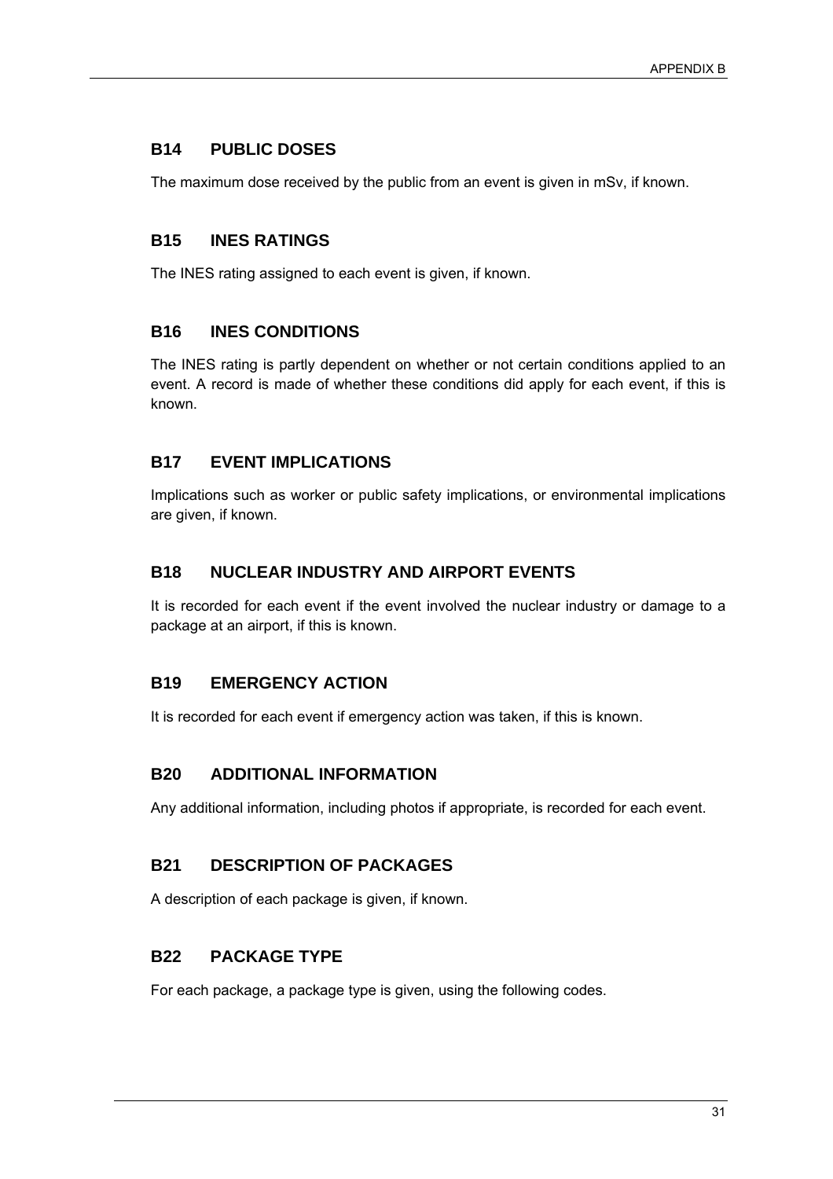## B14 PUBLIC DOSES

The maximum dose received by the public from an event is given in mSv, if known.

## B15 INES RATINGS

The INES rating assigned to each event is given, if known.

## B16 INES CONDITIONS

The INES rating is partly dependent on whether or not certain conditions applied to an event. A record is made of whether these conditions did apply for each event, if this is known.

## B17 EVENT IMPLICATIONS

Implications such as worker or public safety implications, or environmental implications are given, if known.

## B18 NUCLEAR INDUSTRY AND AIRPORT EVENTS

It is recorded for each event if the event involved the nuclear industry or damage to a package at an airport, if this is known.

## B19 EMERGENCY ACTION

It is recorded for each event if emergency action was taken, if this is known.

## B20 ADDITIONAL INFORMATION

Any additional information, including photos if appropriate, is recorded for each event.

## B21 DESCRIPTION OF PACKAGES

A description of each package is given, if known.

## B22 PACKAGE TYPE

For each package, a package type is given, using the following codes.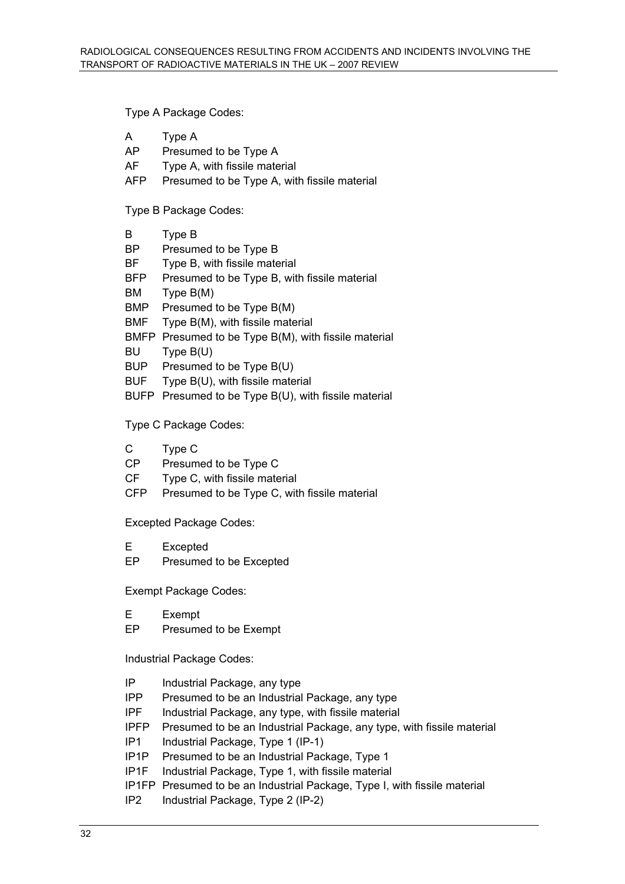Type A Package Codes:

| | |
|---|---|
| A | Type A |
| AP | Presumed to be Type A |
| AF | Type A, with fissile material |
| AFP | Presumed to be Type A, with fissile material |

Type B Package Codes:

| | |
|---|---|
| B | Type B |
| BP | Presumed to be Type B |
| BF | Type B, with fissile material |
| BFP | Presumed to be Type B, with fissile material |
| BM | Type B(M) |
| BMP | Presumed to be Type B(M) |
| BMF | Type B(M), with fissile material |
| BMFP | Presumed to be Type B(M), with fissile material |
| BU | Type B(U) |
| BUP | Presumed to be Type B(U) |
| BUF | Type B(U), with fissile material |
| BUFP | Presumed to be Type B(U), with fissile material |

Type C Package Codes:

| | |
|---|---|
| C | Type C |
| CP | Presumed to be Type C |
| CF | Type C, with fissile material |
| CFP | Presumed to be Type C, with fissile material |

Excepted Package Codes:

| | |
|---|---|
| E | Excepted |
| EP | Presumed to be Excepted |

Exempt Package Codes:

| | |
|---|---|
| E | Exempt |
| EP | Presumed to be Exempt |

Industrial Package Codes:

| | |
|---|---|
| IP | Industrial Package, any type |
| IPP | Presumed to be an Industrial Package, any type |
| IPF | Industrial Package, any type, with fissile material |
| IPFP | Presumed to be an Industrial Package, any type, with fissile material |
| IP1 | Industrial Package, Type 1 (IP-1) |
| IP1P | Presumed to be an Industrial Package, Type 1 |
| IP1F | Industrial Package, Type 1, with fissile material |
| IP1FP | Presumed to be an Industrial Package, Type I, with fissile material |
| IP2 | Industrial Package, Type 2 (IP-2) |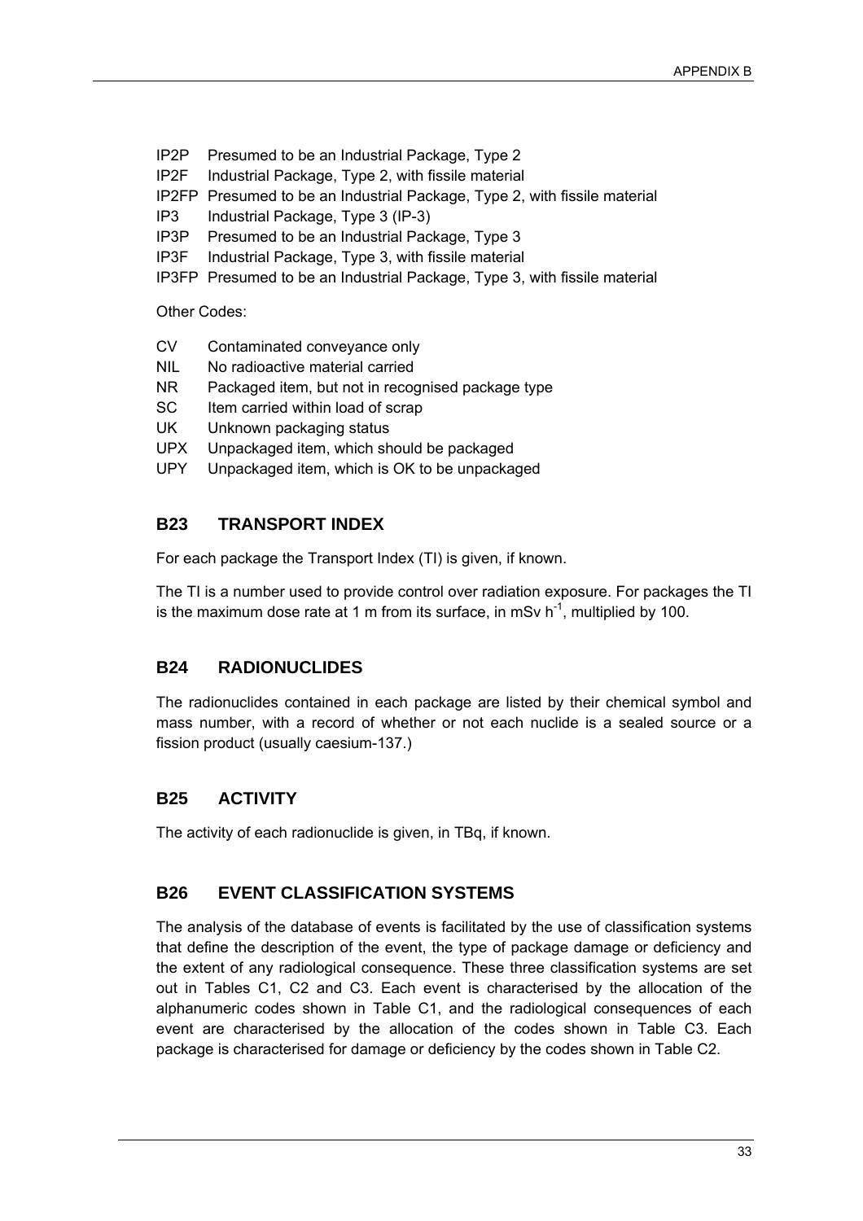IP2P Presumed to be an Industrial Package, Type 2
IP2F Industrial Package, Type 2, with fissile material
IP2FP Presumed to be an Industrial Package, Type 2, with fissile material
IP3 Industrial Package, Type 3 (IP-3)
IP3P Presumed to be an Industrial Package, Type 3
IP3F Industrial Package, Type 3, with fissile material
IP3FP Presumed to be an Industrial Package, Type 3, with fissile material

Other Codes:

CV Contaminated conveyance only
NIL No radioactive material carried
NR Packaged item, but not in recognised package type
SC Item carried within load of scrap
UK Unknown packaging status
UPX Unpackaged item, which should be packaged
UPY Unpackaged item, which is OK to be unpackaged

## B23 TRANSPORT INDEX

For each package the Transport Index (TI) is given, if known.

The TI is a number used to provide control over radiation exposure. For packages the TI is the maximum dose rate at 1 m from its surface, in mSv $h^{-1}$, multiplied by 100.

## B24 RADIONUCLIDES

The radionuclides contained in each package are listed by their chemical symbol and mass number, with a record of whether or not each nuclide is a sealed source or a fission product (usually caesium-137.)

## B25 ACTIVITY

The activity of each radionuclide is given, in TBq, if known.

## B26 EVENT CLASSIFICATION SYSTEMS

The analysis of the database of events is facilitated by the use of classification systems that define the description of the event, the type of package damage or deficiency and the extent of any radiological consequence. These three classification systems are set out in Tables C1, C2 and C3. Each event is characterised by the allocation of the alphanumeric codes shown in Table C1, and the radiological consequences of each event are characterised by the allocation of the codes shown in Table C3. Each package is characterised for damage or deficiency by the codes shown in Table C2.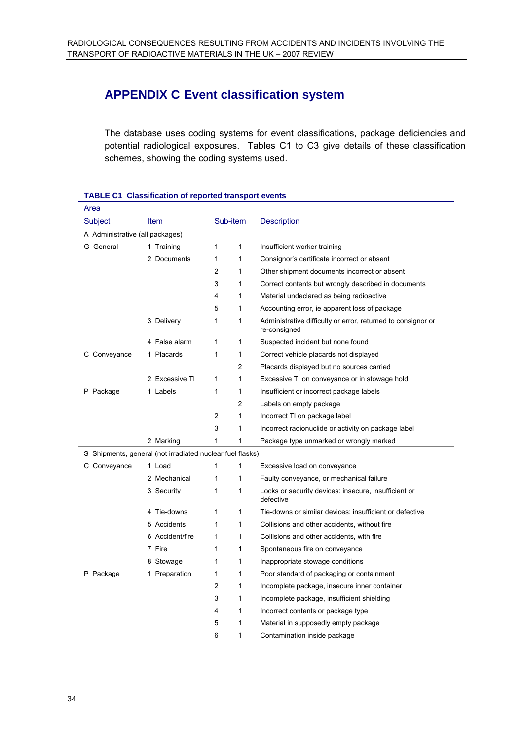# APPENDIX C Event classification system

The database uses coding systems for event classifications, package deficiencies and potential radiological exposures. Tables C1 to C3 give details of these classification schemes, showing the coding systems used.

**TABLE C1 Classification of reported transport events**

| Area | | | | |
|---|---|---|---|---|
| Subject | Item | Sub-item | | Description |
| A Administrative (all packages) | | | | |
| G General | 1 Training | 1 | 1 | Insufficient worker training |
| | 2 Documents | 1 | 1 | Consignor's certificate incorrect or absent |
| | | 2 | 1 | Other shipment documents incorrect or absent |
| | | 3 | 1 | Correct contents but wrongly described in documents |
| | | 4 | 1 | Material undeclared as being radioactive |
| | | 5 | 1 | Accounting error, ie apparent loss of package |
| | 3 Delivery | 1 | 1 | Administrative difficulty or error, returned to consignor or re-consigned |
| | 4 False alarm | 1 | 1 | Suspected incident but none found |
| C Conveyance | 1 Placards | 1 | 1 | Correct vehicle placards not displayed |
| | | | 2 | Placards displayed but no sources carried |
| | 2 Excessive TI | 1 | 1 | Excessive TI on conveyance or in stowage hold |
| P Package | 1 Labels | 1 | 1 | Insufficient or incorrect package labels |
| | | | 2 | Labels on empty package |
| | | 2 | 1 | Incorrect TI on package label |
| | | 3 | 1 | Incorrect radionuclide or activity on package label |
| | 2 Marking | 1 | 1 | Package type unmarked or wrongly marked |
| S Shipments, general (not irradiated nuclear fuel flasks) | | | | |
| C Conveyance | 1 Load | 1 | 1 | Excessive load on conveyance |
| | 2 Mechanical | 1 | 1 | Faulty conveyance, or mechanical failure |
| | 3 Security | 1 | 1 | Locks or security devices: insecure, insufficient or defective |
| | 4 Tie-downs | 1 | 1 | Tie-downs or similar devices: insufficient or defective |
| | 5 Accidents | 1 | 1 | Collisions and other accidents, without fire |
| | 6 Accident/fire | 1 | 1 | Collisions and other accidents, with fire |
| | 7 Fire | 1 | 1 | Spontaneous fire on conveyance |
| | 8 Stowage | 1 | 1 | Inappropriate stowage conditions |
| P Package | 1 Preparation | 1 | 1 | Poor standard of packaging or containment |
| | | 2 | 1 | Incomplete package, insecure inner container |
| | | 3 | 1 | Incomplete package, insufficient shielding |
| | | 4 | 1 | Incorrect contents or package type |
| | | 5 | 1 | Material in supposedly empty package |
| | | 6 | 1 | Contamination inside package |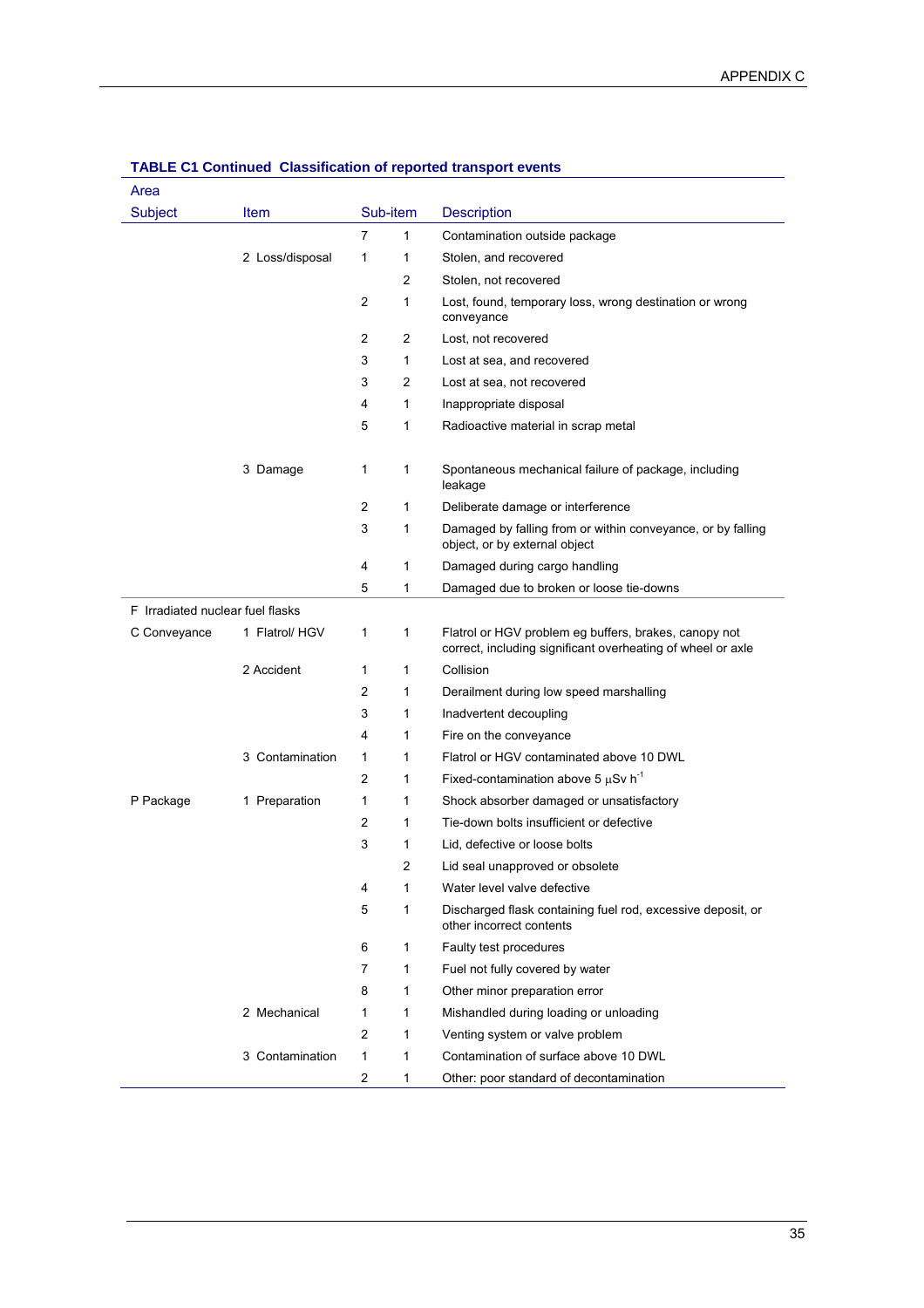**TABLE C1 Continued Classification of reported transport events**

| Area Subject | Item | Sub-item | | Description |
|---|---|---|---|---|
| | | 7 | 1 | Contamination outside package |
| | 2 Loss/disposal | 1 | 1 | Stolen, and recovered |
| | | | 2 | Stolen, not recovered |
| | | 2 | 1 | Lost, found, temporary loss, wrong destination or wrong conveyance |
| | | 2 | 2 | Lost, not recovered |
| | | 3 | 1 | Lost at sea, and recovered |
| | | 3 | 2 | Lost at sea, not recovered |
| | | 4 | 1 | Inappropriate disposal |
| | | 5 | 1 | Radioactive material in scrap metal |
| | 3 Damage | 1 | 1 | Spontaneous mechanical failure of package, including leakage |
| | | 2 | 1 | Deliberate damage or interference |
| | | 3 | 1 | Damaged by falling from or within conveyance, or by falling object, or by external object |
| | | 4 | 1 | Damaged during cargo handling |
| | | 5 | 1 | Damaged due to broken or loose tie-downs |
| F Irradiated nuclear fuel flasks | | | | |
| C Conveyance | 1 Flatrol/ HGV | 1 | 1 | Flatrol or HGV problem eg buffers, brakes, canopy not correct, including significant overheating of wheel or axle |
| | 2 Accident | 1 | 1 | Collision |
| | | 2 | 1 | Derailment during low speed marshalling |
| | | 3 | 1 | Inadvertent decoupling |
| | | 4 | 1 | Fire on the conveyance |
| | 3 Contamination | 1 | 1 | Flatrol or HGV contaminated above 10 DWL |
| | | 2 | 1 | Fixed-contamination above 5 $\mu$Sv $h^{-1}$ |
| P Package | 1 Preparation | 1 | 1 | Shock absorber damaged or unsatisfactory |
| | | 2 | 1 | Tie-down bolts insufficient or defective |
| | | 3 | 1 | Lid, defective or loose bolts |
| | | | 2 | Lid seal unapproved or obsolete |
| | | 4 | 1 | Water level valve defective |
| | | 5 | 1 | Discharged flask containing fuel rod, excessive deposit, or other incorrect contents |
| | | 6 | 1 | Faulty test procedures |
| | | 7 | 1 | Fuel not fully covered by water |
| | | 8 | 1 | Other minor preparation error |
| | 2 Mechanical | 1 | 1 | Mishandled during loading or unloading |
| | | 2 | 1 | Venting system or valve problem |
| | 3 Contamination | 1 | 1 | Contamination of surface above 10 DWL |
| | | 2 | 1 | Other: poor standard of decontamination |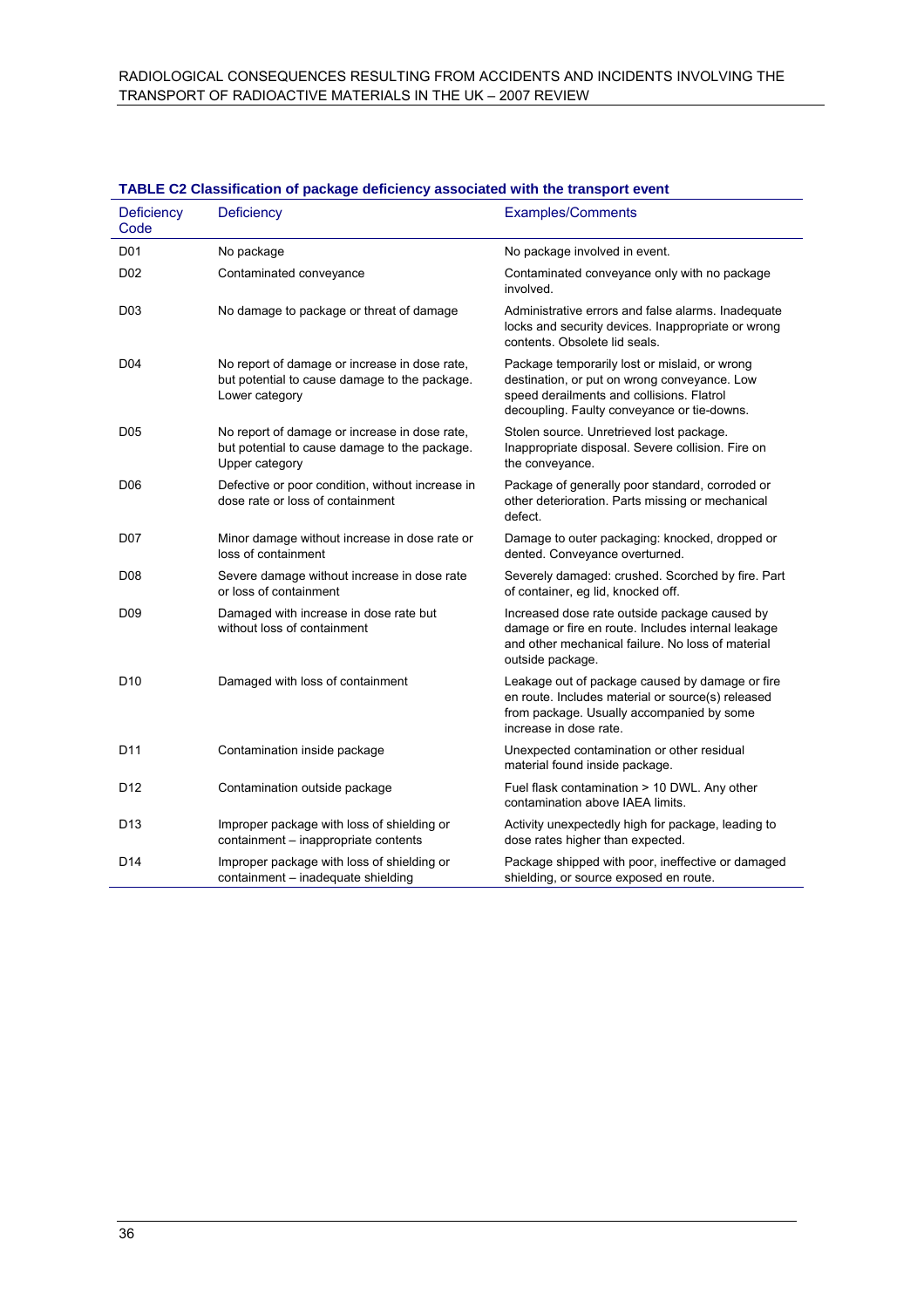**TABLE C2 Classification of package deficiency associated with the transport event**

| Deficiency Code | Deficiency | Examples/Comments |
|---|---|---|
| D01 | No package | No package involved in event. |
| D02 | Contaminated conveyance | Contaminated conveyance only with no package involved. |
| D03 | No damage to package or threat of damage | Administrative errors and false alarms. Inadequate locks and security devices. Inappropriate or wrong contents. Obsolete lid seals. |
| D04 | No report of damage or increase in dose rate, but potential to cause damage to the package. Lower category | Package temporarily lost or mislaid, or wrong destination, or put on wrong conveyance. Low speed derailments and collisions. Flatrol decoupling. Faulty conveyance or tie-downs. |
| D05 | No report of damage or increase in dose rate, but potential to cause damage to the package. Upper category | Stolen source. Unretrieved lost package. Inappropriate disposal. Severe collision. Fire on the conveyance. |
| D06 | Defective or poor condition, without increase in dose rate or loss of containment | Package of generally poor standard, corroded or other deterioration. Parts missing or mechanical defect. |
| D07 | Minor damage without increase in dose rate or loss of containment | Damage to outer packaging: knocked, dropped or dented. Conveyance overturned. |
| D08 | Severe damage without increase in dose rate or loss of containment | Severely damaged: crushed. Scorched by fire. Part of container, eg lid, knocked off. |
| D09 | Damaged with increase in dose rate but without loss of containment | Increased dose rate outside package caused by damage or fire en route. Includes internal leakage and other mechanical failure. No loss of material outside package. |
| D10 | Damaged with loss of containment | Leakage out of package caused by damage or fire en route. Includes material or source(s) released from package. Usually accompanied by some increase in dose rate. |
| D11 | Contamination inside package | Unexpected contamination or other residual material found inside package. |
| D12 | Contamination outside package | Fuel flask contamination > 10 DWL. Any other contamination above IAEA limits. |
| D13 | Improper package with loss of shielding or containment – inappropriate contents | Activity unexpectedly high for package, leading to dose rates higher than expected. |
| D14 | Improper package with loss of shielding or containment – inadequate shielding | Package shipped with poor, ineffective or damaged shielding, or source exposed en route. |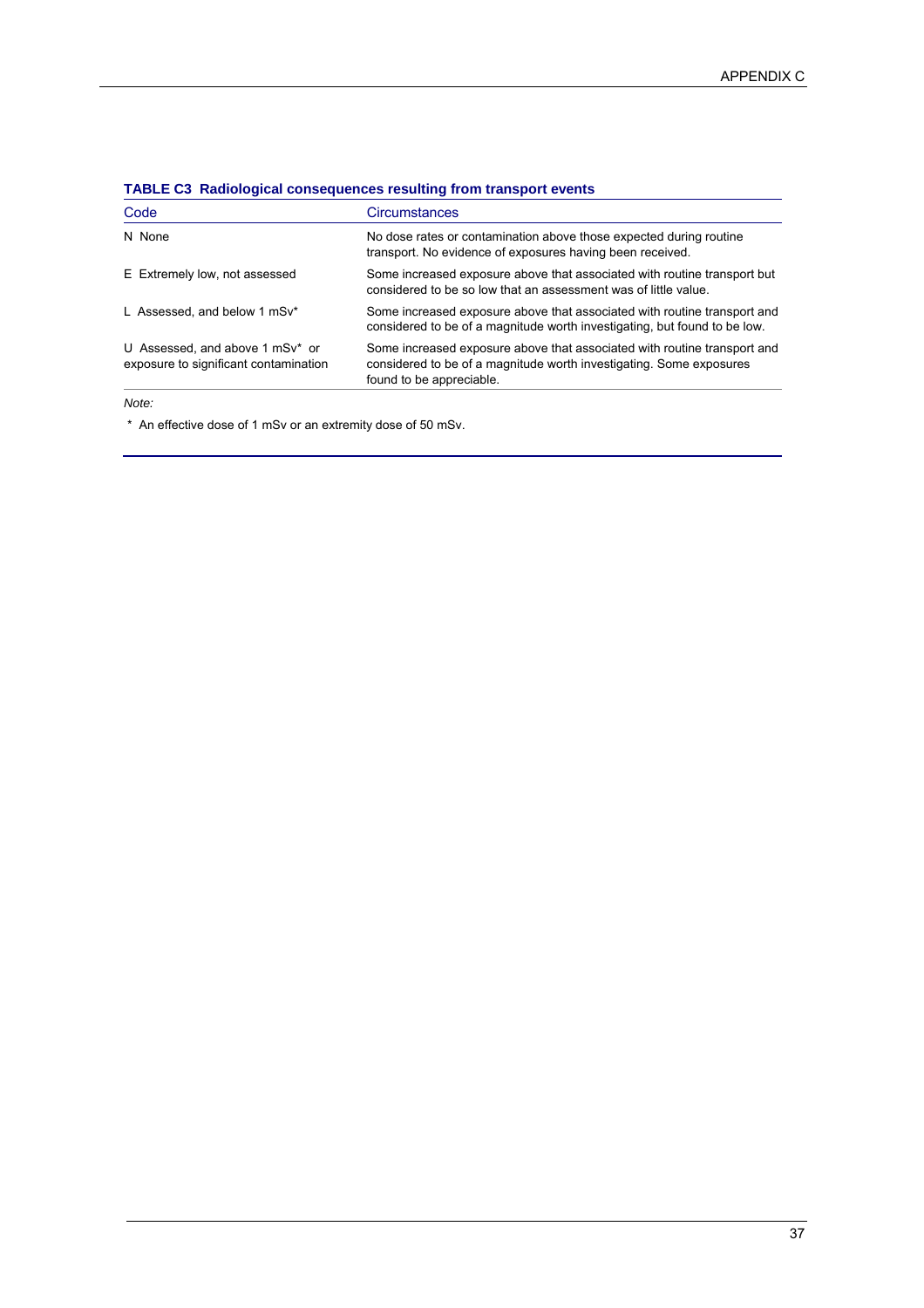**TABLE C3 Radiological consequences resulting from transport events**

| Code | Circumstances |
|---|---|
| N None | No dose rates or contamination above those expected during routine transport. No evidence of exposures having been received. |
| E Extremely low, not assessed | Some increased exposure above that associated with routine transport but considered to be so low that an assessment was of little value. |
| L Assessed, and below 1 mSv* | Some increased exposure above that associated with routine transport and considered to be of a magnitude worth investigating, but found to be low. |
| U Assessed, and above 1 mSv* or exposure to significant contamination | Some increased exposure above that associated with routine transport and considered to be of a magnitude worth investigating. Some exposures found to be appreciable. |

*Note:*

\* An effective dose of 1 mSv or an extremity dose of 50 mSv.